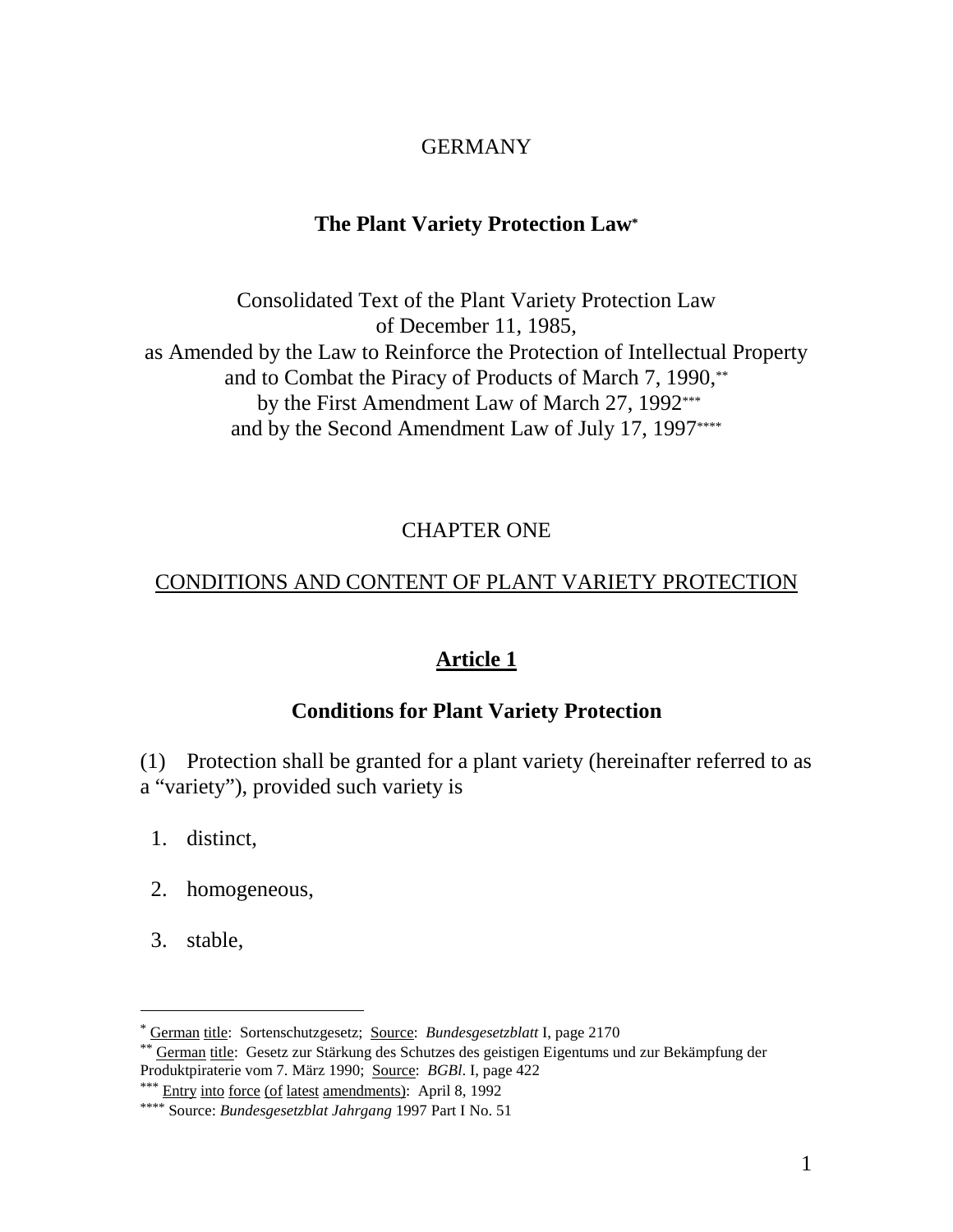GERMANY

# The Plant Variety Protection Law*

Consolidated Text of the Plant Variety Protection Law
of December 11, 1985,
as Amended by the Law to Reinforce the Protection of Intellectual Property
and to Combat the Piracy of Products of March 7, 1990,**
by the First Amendment Law of March 27, 1992***
and by the Second Amendment Law of July 17, 1997****

## CHAPTER ONE

## CONDITIONS AND CONTENT OF PLANT VARIETY PROTECTION

### Article 1

### Conditions for Plant Variety Protection

(1) Protection shall be granted for a plant variety (hereinafter referred to as a "variety"), provided such variety is

1. distinct,
2. homogeneous,
3. stable,

---

* German title: Sortenschutzgesetz; Source: *Bundesgesetzblatt* I, page 2170

** German title: Gesetz zur Stärkung des Schutzes des geistigen Eigentums und zur Bekämpfung der Produktpiraterie vom 7. März 1990; Source: *BGBl*. I, page 422

*** Entry into force (of latest amendments): April 8, 1992

**** Source: *Bundesgesetzblat Jahrgang* 1997 Part I No. 51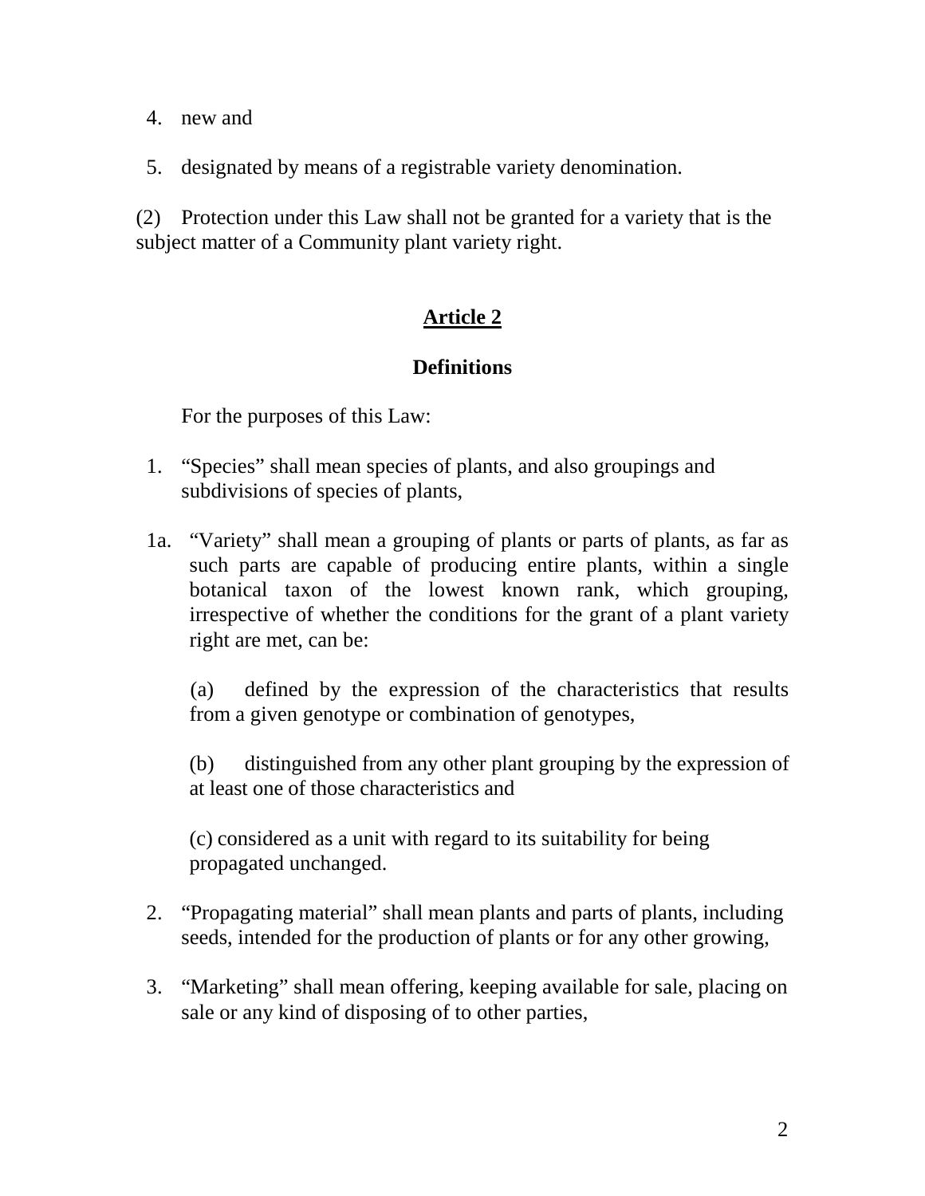4. new and

5. designated by means of a registrable variety denomination.

(2) Protection under this Law shall not be granted for a variety that is the subject matter of a Community plant variety right.

## Article 2

### Definitions

For the purposes of this Law:

1. "Species" shall mean species of plants, and also groupings and subdivisions of species of plants,

1a. "Variety" shall mean a grouping of plants or parts of plants, as far as such parts are capable of producing entire plants, within a single botanical taxon of the lowest known rank, which grouping, irrespective of whether the conditions for the grant of a plant variety right are met, can be:

   (a) defined by the expression of the characteristics that results from a given genotype or combination of genotypes,

   (b) distinguished from any other plant grouping by the expression of at least one of those characteristics and

   (c) considered as a unit with regard to its suitability for being propagated unchanged.

2. "Propagating material" shall mean plants and parts of plants, including seeds, intended for the production of plants or for any other growing,

3. "Marketing" shall mean offering, keeping available for sale, placing on sale or any kind of disposing of to other parties,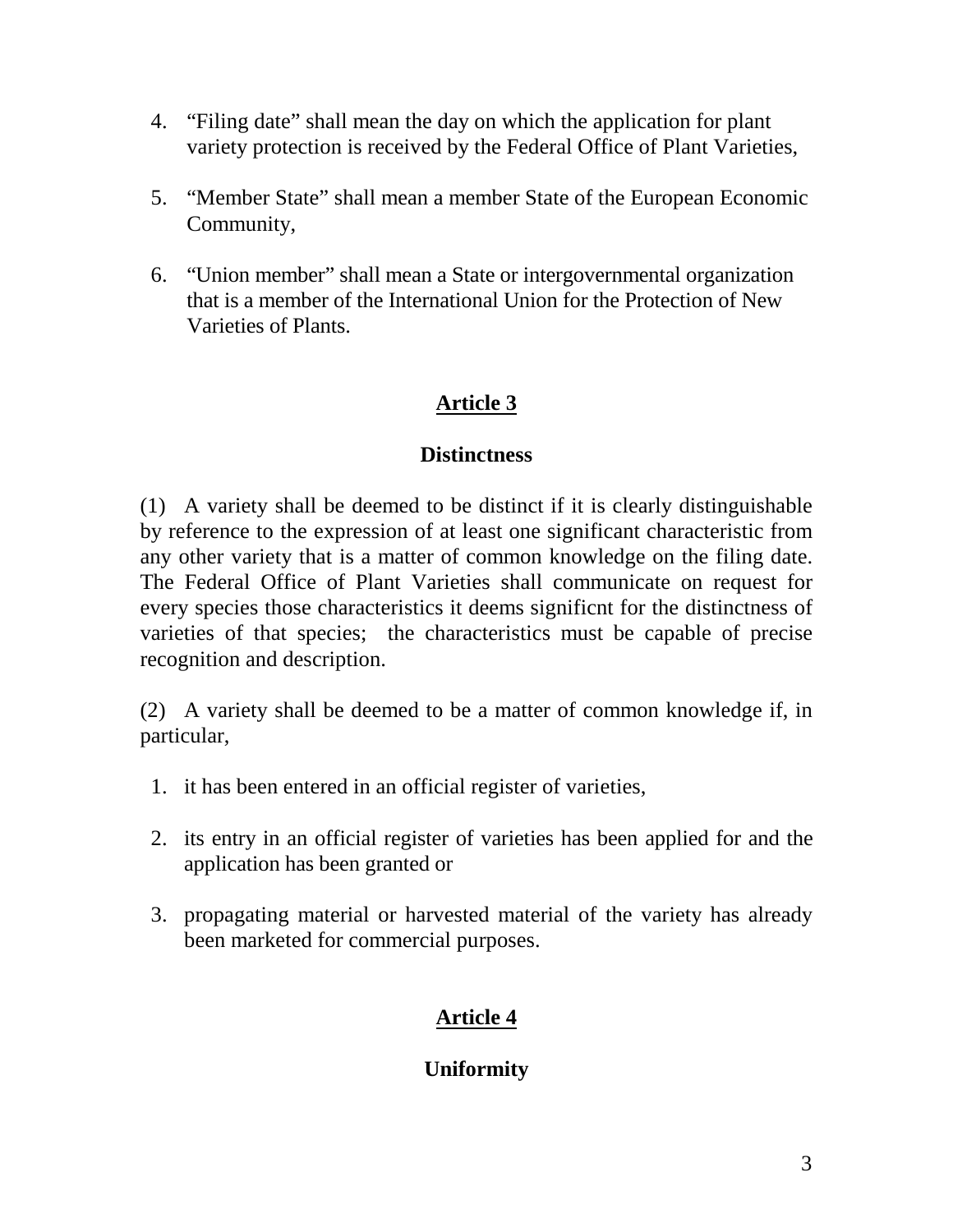4. “Filing date” shall mean the day on which the application for plant variety protection is received by the Federal Office of Plant Varieties,

5. “Member State” shall mean a member State of the European Economic Community,

6. “Union member” shall mean a State or intergovernmental organization that is a member of the International Union for the Protection of New Varieties of Plants.

## Article 3

### Distinctness

(1) A variety shall be deemed to be distinct if it is clearly distinguishable by reference to the expression of at least one significant characteristic from any other variety that is a matter of common knowledge on the filing date. The Federal Office of Plant Varieties shall communicate on request for every species those characteristics it deems significnt for the distinctness of varieties of that species; the characteristics must be capable of precise recognition and description.

(2) A variety shall be deemed to be a matter of common knowledge if, in particular,

1. it has been entered in an official register of varieties,
2. its entry in an official register of varieties has been applied for and the application has been granted or
3. propagating material or harvested material of the variety has already been marketed for commercial purposes.

## Article 4

### Uniformity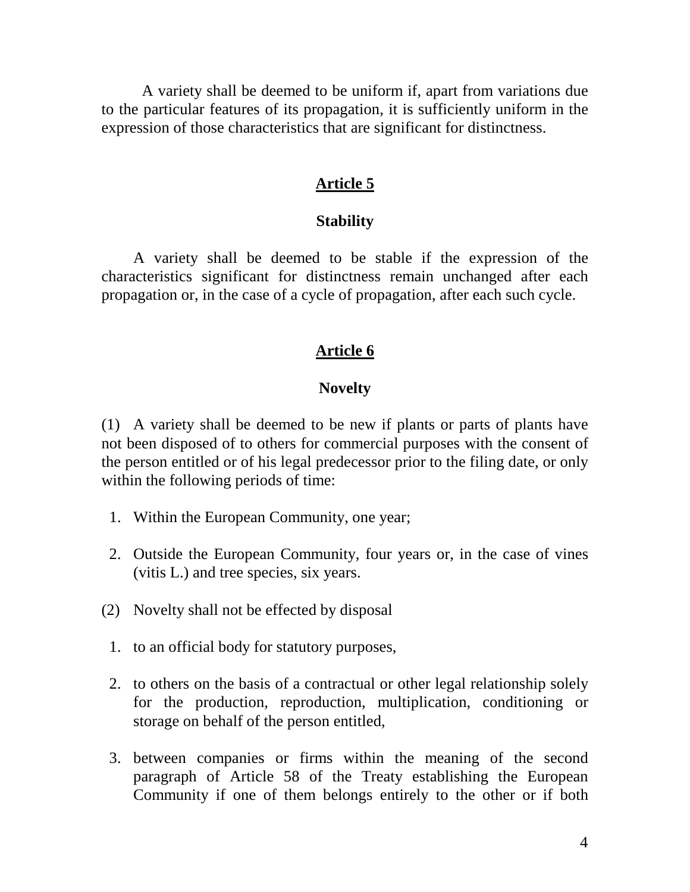A variety shall be deemed to be uniform if, apart from variations due to the particular features of its propagation, it is sufficiently uniform in the expression of those characteristics that are significant for distinctness.

## Article 5

### Stability

A variety shall be deemed to be stable if the expression of the characteristics significant for distinctness remain unchanged after each propagation or, in the case of a cycle of propagation, after each such cycle.

## Article 6

### Novelty

(1) A variety shall be deemed to be new if plants or parts of plants have not been disposed of to others for commercial purposes with the consent of the person entitled or of his legal predecessor prior to the filing date, or only within the following periods of time:

1. Within the European Community, one year;
2. Outside the European Community, four years or, in the case of vines (vitis L.) and tree species, six years.

(2) Novelty shall not be effected by disposal

1. to an official body for statutory purposes,
2. to others on the basis of a contractual or other legal relationship solely for the production, reproduction, multiplication, conditioning or storage on behalf of the person entitled,
3. between companies or firms within the meaning of the second paragraph of Article 58 of the Treaty establishing the European Community if one of them belongs entirely to the other or if both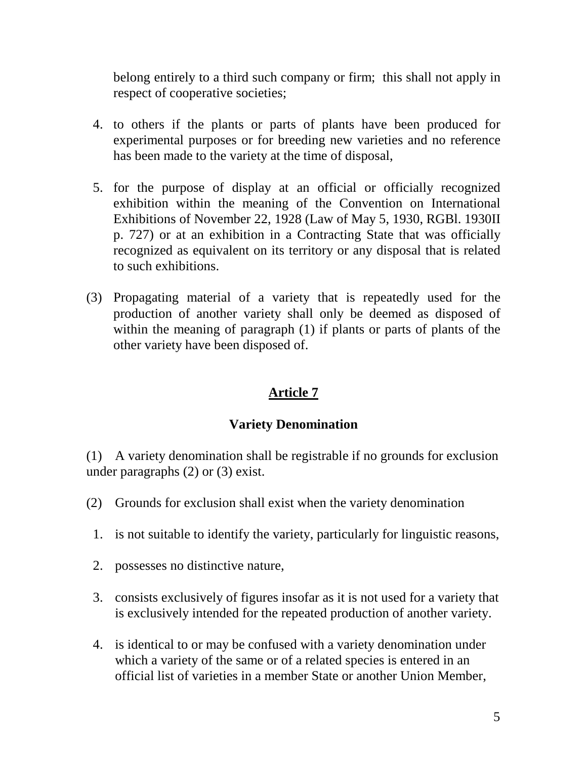belong entirely to a third such company or firm; this shall not apply in respect of cooperative societies;

4. to others if the plants or parts of plants have been produced for experimental purposes or for breeding new varieties and no reference has been made to the variety at the time of disposal,

5. for the purpose of display at an official or officially recognized exhibition within the meaning of the Convention on International Exhibitions of November 22, 1928 (Law of May 5, 1930, RGBl. 1930II p. 727) or at an exhibition in a Contracting State that was officially recognized as equivalent on its territory or any disposal that is related to such exhibitions.

(3) Propagating material of a variety that is repeatedly used for the production of another variety shall only be deemed as disposed of within the meaning of paragraph (1) if plants or parts of plants of the other variety have been disposed of.

## Article 7

### Variety Denomination

(1) A variety denomination shall be registrable if no grounds for exclusion under paragraphs (2) or (3) exist.

(2) Grounds for exclusion shall exist when the variety denomination

1. is not suitable to identify the variety, particularly for linguistic reasons,

2. possesses no distinctive nature,

3. consists exclusively of figures insofar as it is not used for a variety that is exclusively intended for the repeated production of another variety.

4. is identical to or may be confused with a variety denomination under which a variety of the same or of a related species is entered in an official list of varieties in a member State or another Union Member,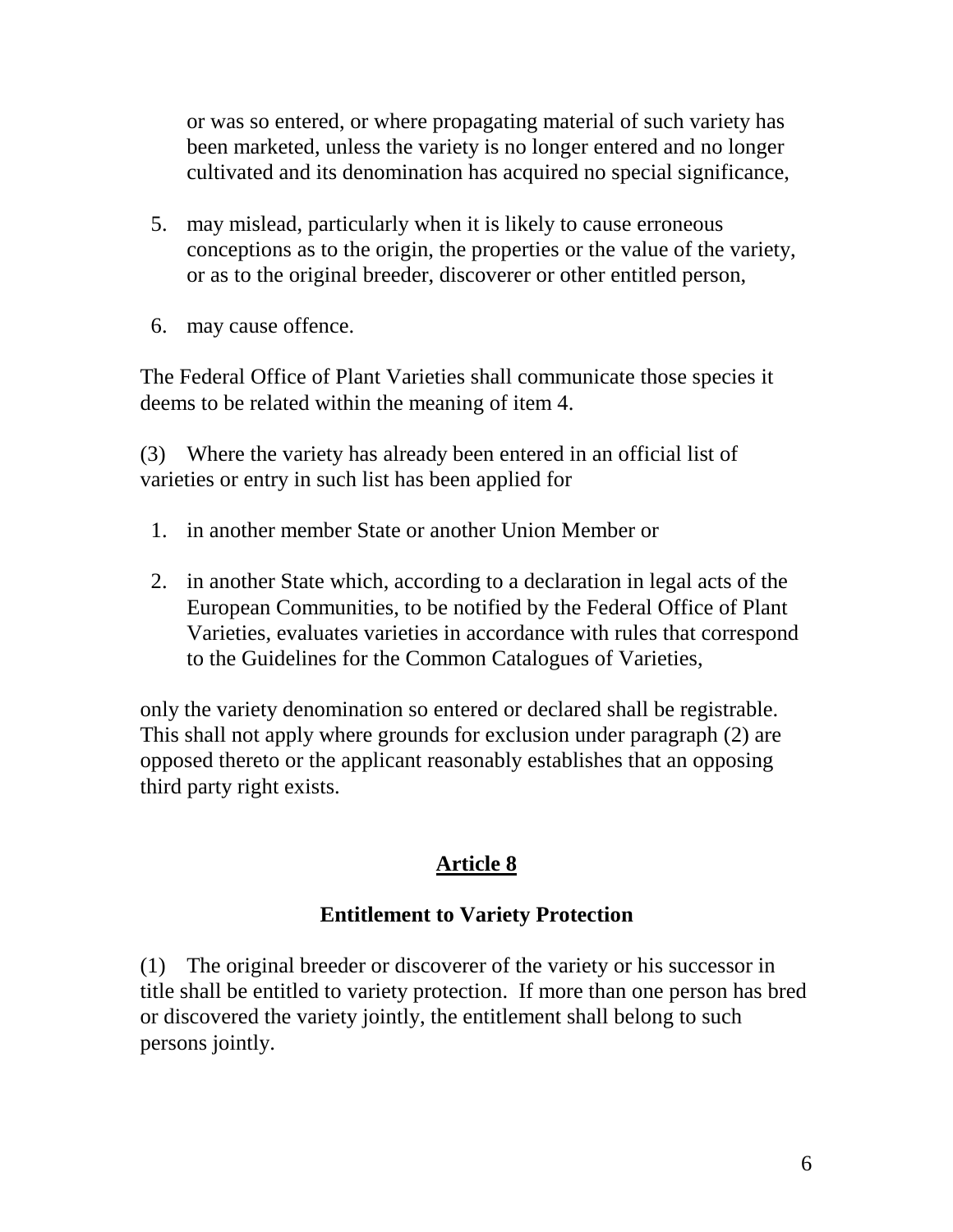or was so entered, or where propagating material of such variety has been marketed, unless the variety is no longer entered and no longer cultivated and its denomination has acquired no special significance,

5. may mislead, particularly when it is likely to cause erroneous conceptions as to the origin, the properties or the value of the variety, or as to the original breeder, discoverer or other entitled person,
6. may cause offence.

The Federal Office of Plant Varieties shall communicate those species it deems to be related within the meaning of item 4.

(3) Where the variety has already been entered in an official list of varieties or entry in such list has been applied for

1. in another member State or another Union Member or
2. in another State which, according to a declaration in legal acts of the European Communities, to be notified by the Federal Office of Plant Varieties, evaluates varieties in accordance with rules that correspond to the Guidelines for the Common Catalogues of Varieties,

only the variety denomination so entered or declared shall be registrable. This shall not apply where grounds for exclusion under paragraph (2) are opposed thereto or the applicant reasonably establishes that an opposing third party right exists.

## Article 8

### Entitlement to Variety Protection

(1) The original breeder or discoverer of the variety or his successor in title shall be entitled to variety protection. If more than one person has bred or discovered the variety jointly, the entitlement shall belong to such persons jointly.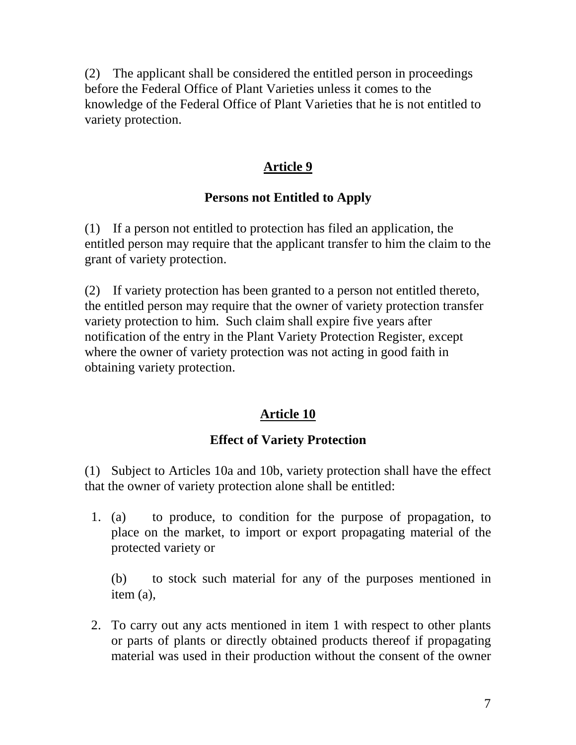(2) The applicant shall be considered the entitled person in proceedings before the Federal Office of Plant Varieties unless it comes to the knowledge of the Federal Office of Plant Varieties that he is not entitled to variety protection.

## Article 9

### Persons not Entitled to Apply

(1) If a person not entitled to protection has filed an application, the entitled person may require that the applicant transfer to him the claim to the grant of variety protection.

(2) If variety protection has been granted to a person not entitled thereto, the entitled person may require that the owner of variety protection transfer variety protection to him. Such claim shall expire five years after notification of the entry in the Plant Variety Protection Register, except where the owner of variety protection was not acting in good faith in obtaining variety protection.

## Article 10

### Effect of Variety Protection

(1) Subject to Articles 10a and 10b, variety protection shall have the effect that the owner of variety protection alone shall be entitled:

1. (a) to produce, to condition for the purpose of propagation, to place on the market, to import or export propagating material of the protected variety or

   (b) to stock such material for any of the purposes mentioned in item (a),

2. To carry out any acts mentioned in item 1 with respect to other plants or parts of plants or directly obtained products thereof if propagating material was used in their production without the consent of the owner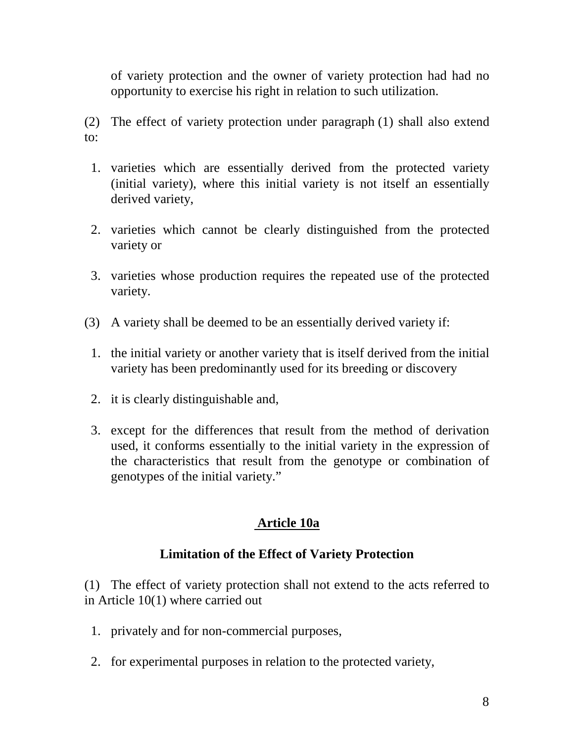of variety protection and the owner of variety protection had had no opportunity to exercise his right in relation to such utilization.

(2) The effect of variety protection under paragraph (1) shall also extend to:

1. varieties which are essentially derived from the protected variety (initial variety), where this initial variety is not itself an essentially derived variety,
2. varieties which cannot be clearly distinguished from the protected variety or
3. varieties whose production requires the repeated use of the protected variety.

(3) A variety shall be deemed to be an essentially derived variety if:

1. the initial variety or another variety that is itself derived from the initial variety has been predominantly used for its breeding or discovery
2. it is clearly distinguishable and,
3. except for the differences that result from the method of derivation used, it conforms essentially to the initial variety in the expression of the characteristics that result from the genotype or combination of genotypes of the initial variety."

## Article 10a

### Limitation of the Effect of Variety Protection

(1) The effect of variety protection shall not extend to the acts referred to in Article 10(1) where carried out

1. privately and for non-commercial purposes,
2. for experimental purposes in relation to the protected variety,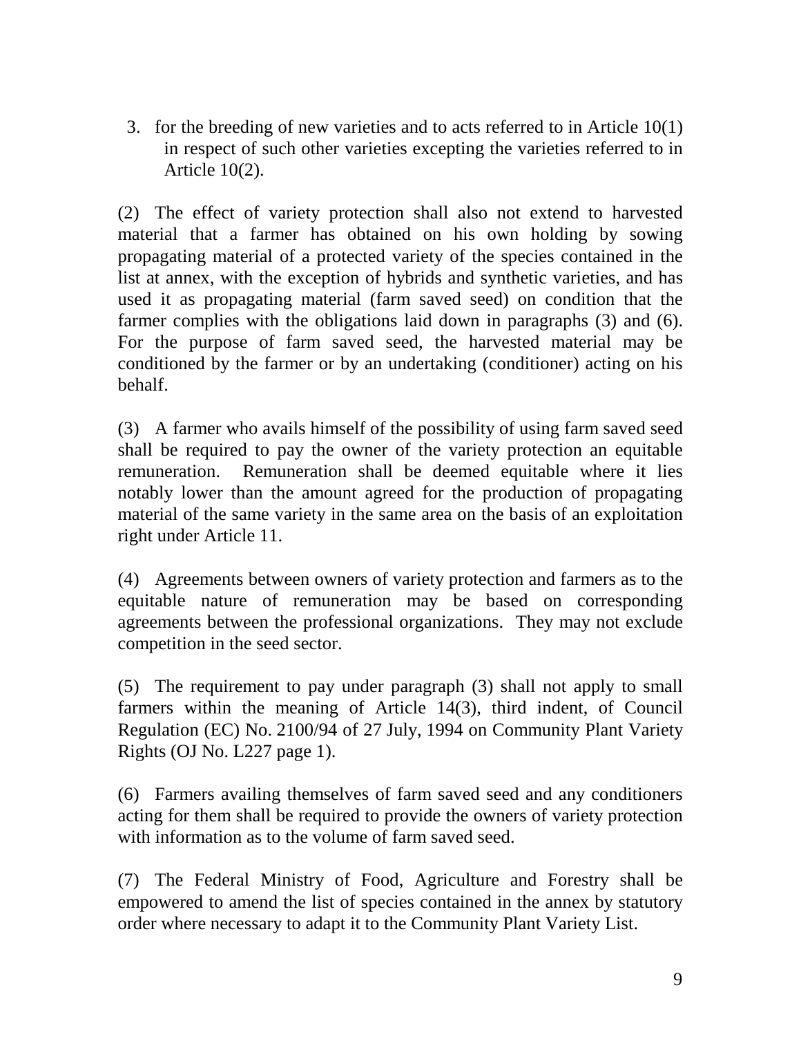3. for the breeding of new varieties and to acts referred to in Article 10(1) in respect of such other varieties excepting the varieties referred to in Article 10(2).

(2) The effect of variety protection shall also not extend to harvested material that a farmer has obtained on his own holding by sowing propagating material of a protected variety of the species contained in the list at annex, with the exception of hybrids and synthetic varieties, and has used it as propagating material (farm saved seed) on condition that the farmer complies with the obligations laid down in paragraphs (3) and (6). For the purpose of farm saved seed, the harvested material may be conditioned by the farmer or by an undertaking (conditioner) acting on his behalf.

(3) A farmer who avails himself of the possibility of using farm saved seed shall be required to pay the owner of the variety protection an equitable remuneration. Remuneration shall be deemed equitable where it lies notably lower than the amount agreed for the production of propagating material of the same variety in the same area on the basis of an exploitation right under Article 11.

(4) Agreements between owners of variety protection and farmers as to the equitable nature of remuneration may be based on corresponding agreements between the professional organizations. They may not exclude competition in the seed sector.

(5) The requirement to pay under paragraph (3) shall not apply to small farmers within the meaning of Article 14(3), third indent, of Council Regulation (EC) No. 2100/94 of 27 July, 1994 on Community Plant Variety Rights (OJ No. L227 page 1).

(6) Farmers availing themselves of farm saved seed and any conditioners acting for them shall be required to provide the owners of variety protection with information as to the volume of farm saved seed.

(7) The Federal Ministry of Food, Agriculture and Forestry shall be empowered to amend the list of species contained in the annex by statutory order where necessary to adapt it to the Community Plant Variety List.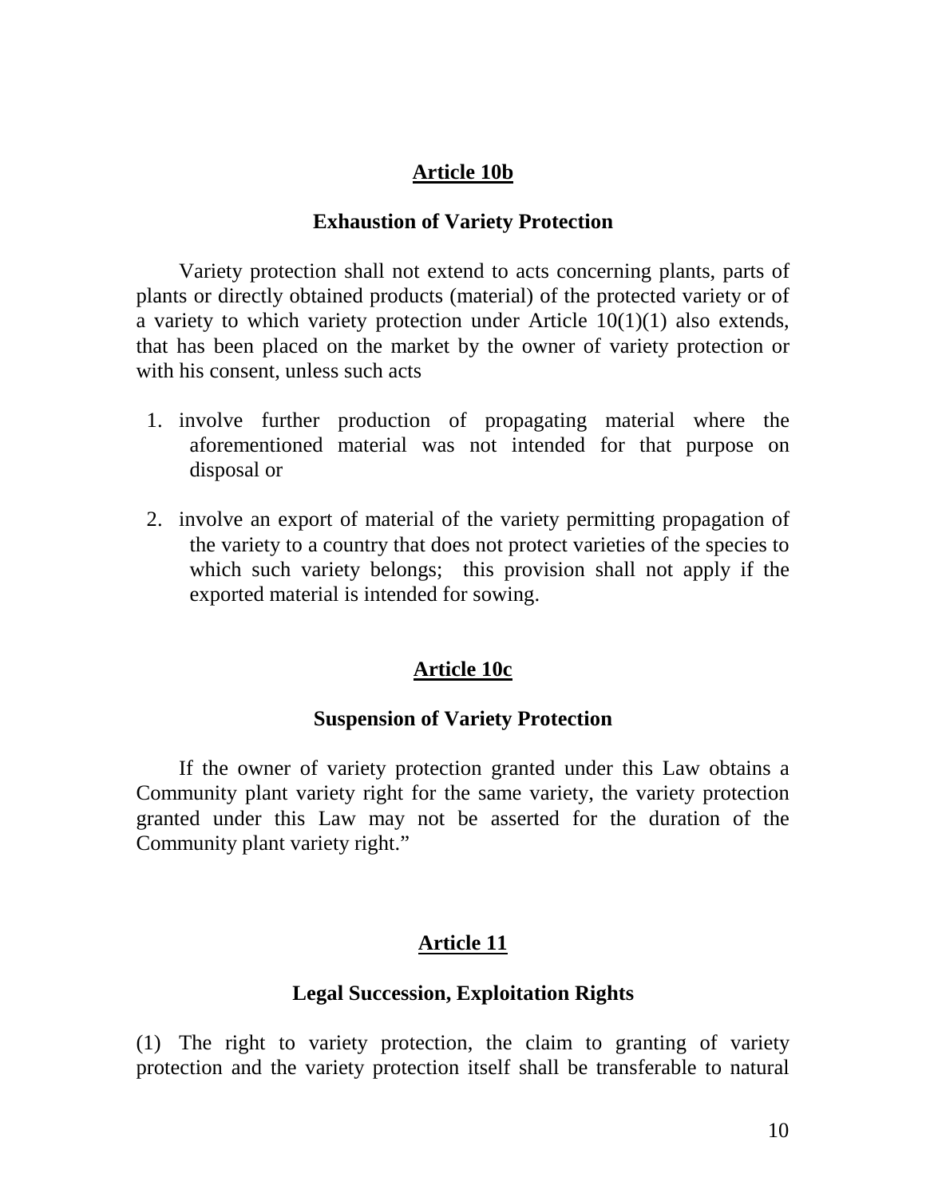## Article 10b

### Exhaustion of Variety Protection

Variety protection shall not extend to acts concerning plants, parts of plants or directly obtained products (material) of the protected variety or of a variety to which variety protection under Article 10(1)(1) also extends, that has been placed on the market by the owner of variety protection or with his consent, unless such acts

1. involve further production of propagating material where the aforementioned material was not intended for that purpose on disposal or
2. involve an export of material of the variety permitting propagation of the variety to a country that does not protect varieties of the species to which such variety belongs; this provision shall not apply if the exported material is intended for sowing.

## Article 10c

### Suspension of Variety Protection

If the owner of variety protection granted under this Law obtains a Community plant variety right for the same variety, the variety protection granted under this Law may not be asserted for the duration of the Community plant variety right."

## Article 11

### Legal Succession, Exploitation Rights

(1) The right to variety protection, the claim to granting of variety protection and the variety protection itself shall be transferable to natural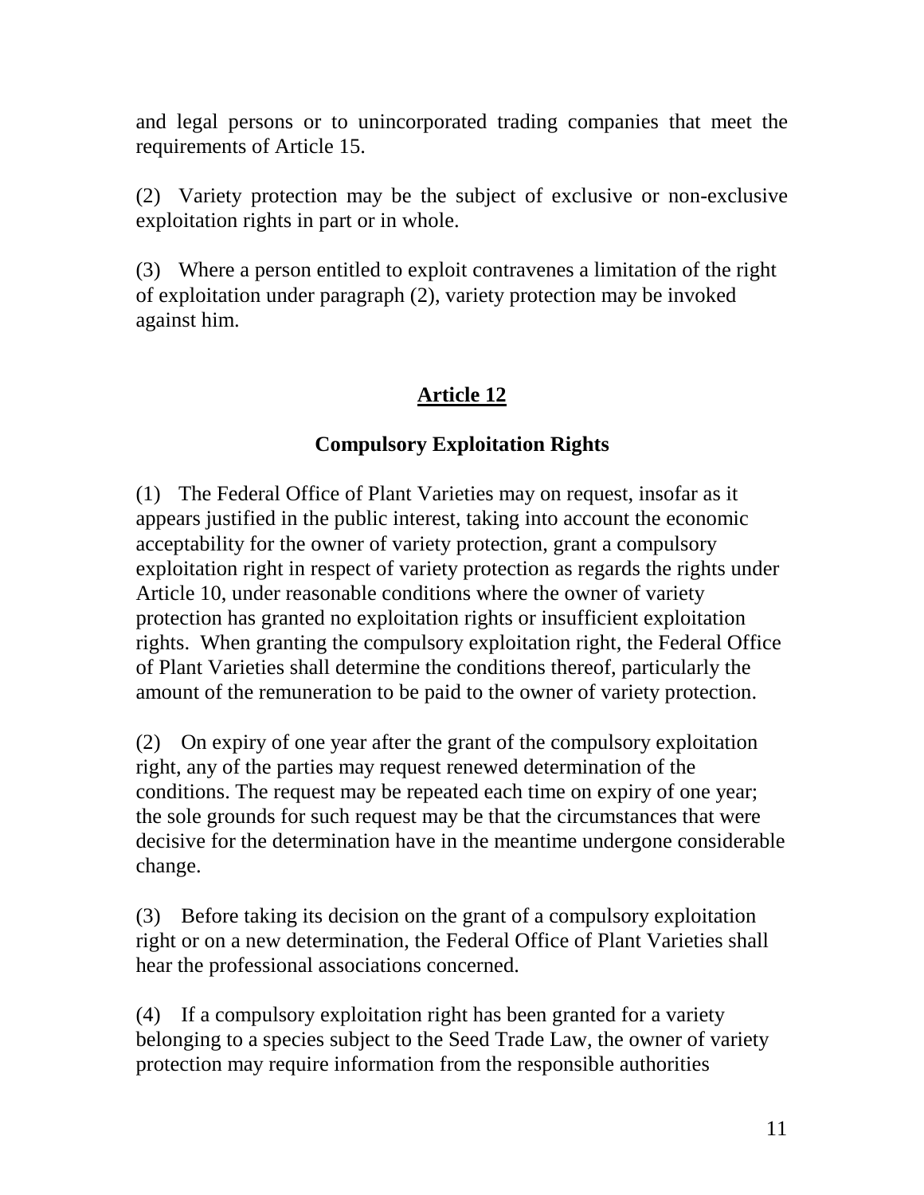and legal persons or to unincorporated trading companies that meet the requirements of Article 15.

(2) Variety protection may be the subject of exclusive or non-exclusive exploitation rights in part or in whole.

(3) Where a person entitled to exploit contravenes a limitation of the right of exploitation under paragraph (2), variety protection may be invoked against him.

## Article 12

### Compulsory Exploitation Rights

(1) The Federal Office of Plant Varieties may on request, insofar as it appears justified in the public interest, taking into account the economic acceptability for the owner of variety protection, grant a compulsory exploitation right in respect of variety protection as regards the rights under Article 10, under reasonable conditions where the owner of variety protection has granted no exploitation rights or insufficient exploitation rights. When granting the compulsory exploitation right, the Federal Office of Plant Varieties shall determine the conditions thereof, particularly the amount of the remuneration to be paid to the owner of variety protection.

(2) On expiry of one year after the grant of the compulsory exploitation right, any of the parties may request renewed determination of the conditions. The request may be repeated each time on expiry of one year; the sole grounds for such request may be that the circumstances that were decisive for the determination have in the meantime undergone considerable change.

(3) Before taking its decision on the grant of a compulsory exploitation right or on a new determination, the Federal Office of Plant Varieties shall hear the professional associations concerned.

(4) If a compulsory exploitation right has been granted for a variety belonging to a species subject to the Seed Trade Law, the owner of variety protection may require information from the responsible authorities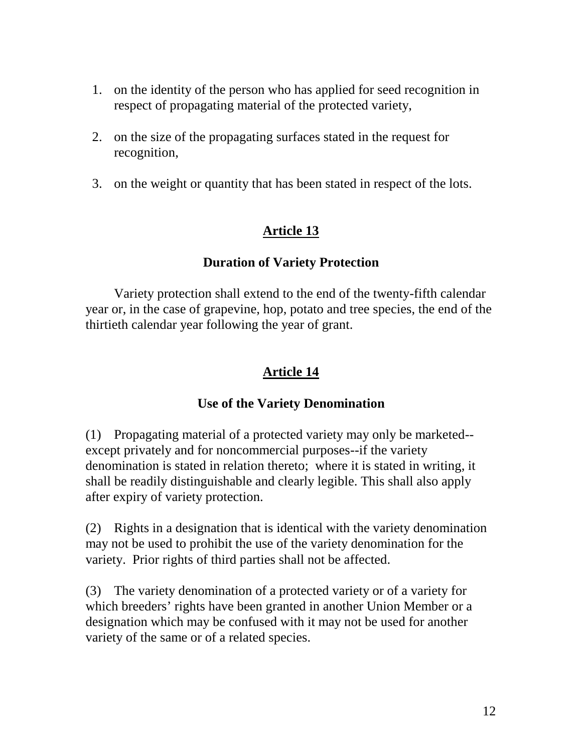1. on the identity of the person who has applied for seed recognition in respect of propagating material of the protected variety,

2. on the size of the propagating surfaces stated in the request for recognition,

3. on the weight or quantity that has been stated in respect of the lots.

## Article 13

### Duration of Variety Protection

Variety protection shall extend to the end of the twenty-fifth calendar year or, in the case of grapevine, hop, potato and tree species, the end of the thirtieth calendar year following the year of grant.

## Article 14

### Use of the Variety Denomination

(1) Propagating material of a protected variety may only be marketed--except privately and for noncommercial purposes--if the variety denomination is stated in relation thereto; where it is stated in writing, it shall be readily distinguishable and clearly legible. This shall also apply after expiry of variety protection.

(2) Rights in a designation that is identical with the variety denomination may not be used to prohibit the use of the variety denomination for the variety. Prior rights of third parties shall not be affected.

(3) The variety denomination of a protected variety or of a variety for which breeders' rights have been granted in another Union Member or a designation which may be confused with it may not be used for another variety of the same or of a related species.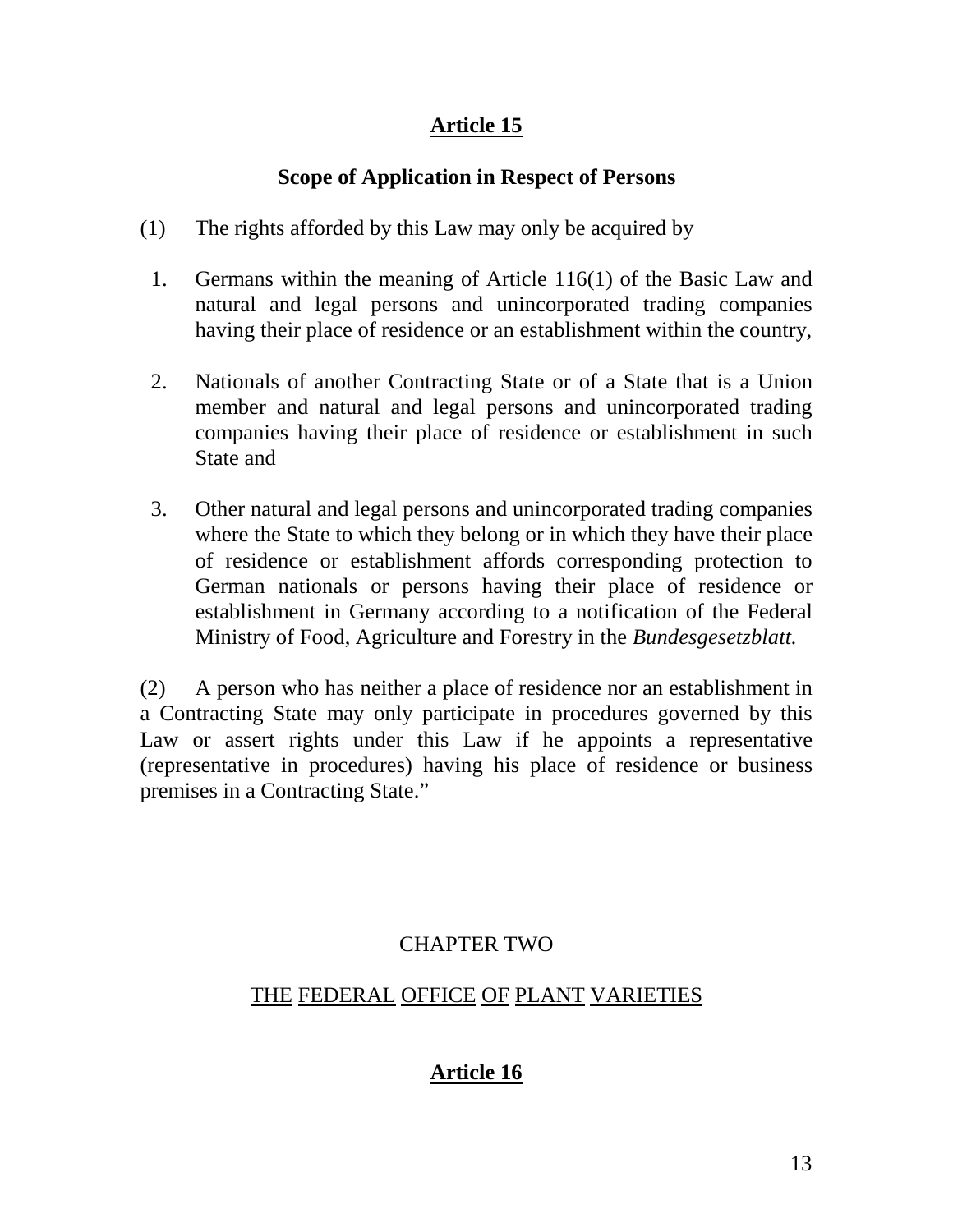## Article 15

### Scope of Application in Respect of Persons

(1) The rights afforded by this Law may only be acquired by

1. Germans within the meaning of Article 116(1) of the Basic Law and natural and legal persons and unincorporated trading companies having their place of residence or an establishment within the country,

2. Nationals of another Contracting State or of a State that is a Union member and natural and legal persons and unincorporated trading companies having their place of residence or establishment in such State and

3. Other natural and legal persons and unincorporated trading companies where the State to which they belong or in which they have their place of residence or establishment affords corresponding protection to German nationals or persons having their place of residence or establishment in Germany according to a notification of the Federal Ministry of Food, Agriculture and Forestry in the *Bundesgesetzblatt.*

(2) A person who has neither a place of residence nor an establishment in a Contracting State may only participate in procedures governed by this Law or assert rights under this Law if he appoints a representative (representative in procedures) having his place of residence or business premises in a Contracting State."

# CHAPTER TWO

## THE FEDERAL OFFICE OF PLANT VARIETIES

## Article 16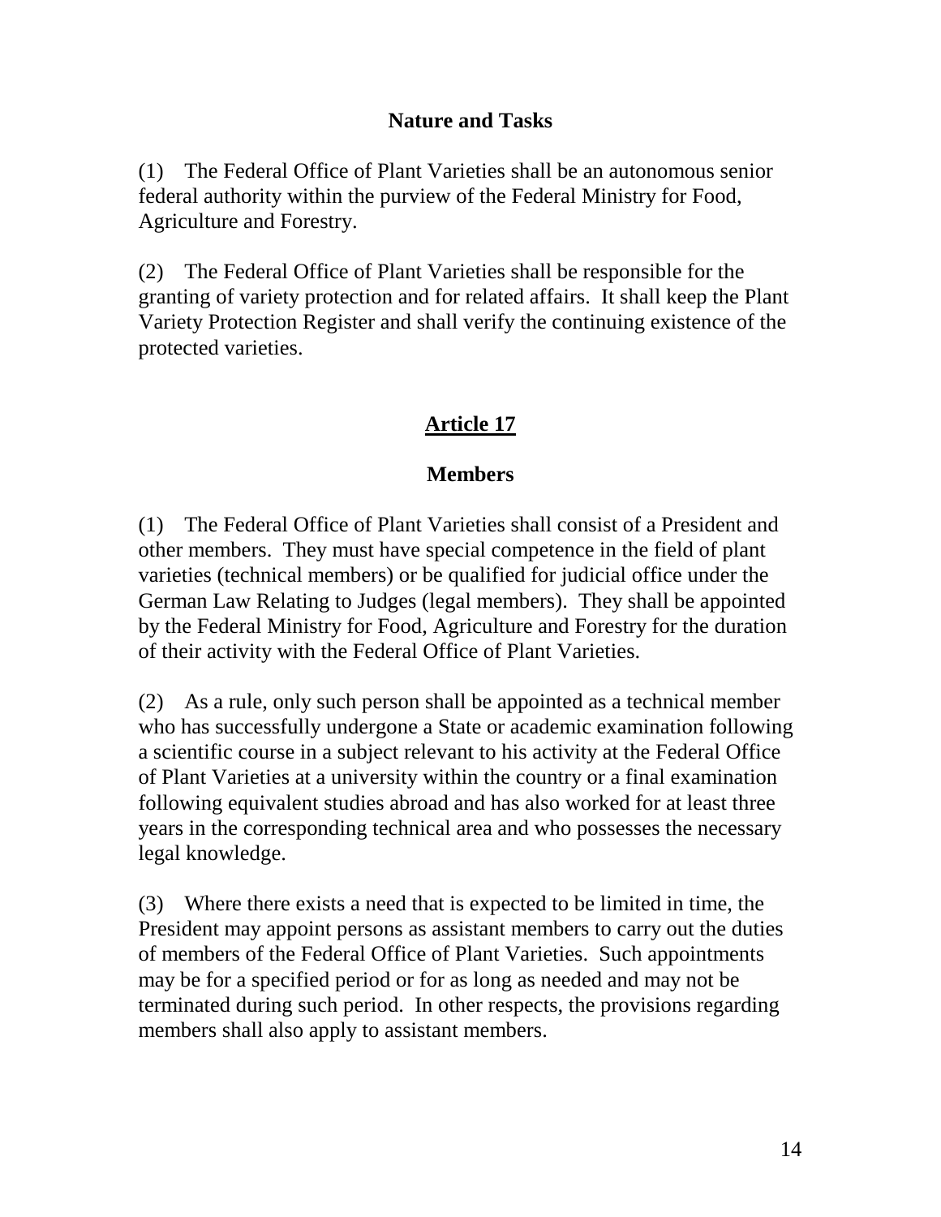**Nature and Tasks**

(1) The Federal Office of Plant Varieties shall be an autonomous senior federal authority within the purview of the Federal Ministry for Food, Agriculture and Forestry.

(2) The Federal Office of Plant Varieties shall be responsible for the granting of variety protection and for related affairs. It shall keep the Plant Variety Protection Register and shall verify the continuing existence of the protected varieties.

## Article 17

**Members**

(1) The Federal Office of Plant Varieties shall consist of a President and other members. They must have special competence in the field of plant varieties (technical members) or be qualified for judicial office under the German Law Relating to Judges (legal members). They shall be appointed by the Federal Ministry for Food, Agriculture and Forestry for the duration of their activity with the Federal Office of Plant Varieties.

(2) As a rule, only such person shall be appointed as a technical member who has successfully undergone a State or academic examination following a scientific course in a subject relevant to his activity at the Federal Office of Plant Varieties at a university within the country or a final examination following equivalent studies abroad and has also worked for at least three years in the corresponding technical area and who possesses the necessary legal knowledge.

(3) Where there exists a need that is expected to be limited in time, the President may appoint persons as assistant members to carry out the duties of members of the Federal Office of Plant Varieties. Such appointments may be for a specified period or for as long as needed and may not be terminated during such period. In other respects, the provisions regarding members shall also apply to assistant members.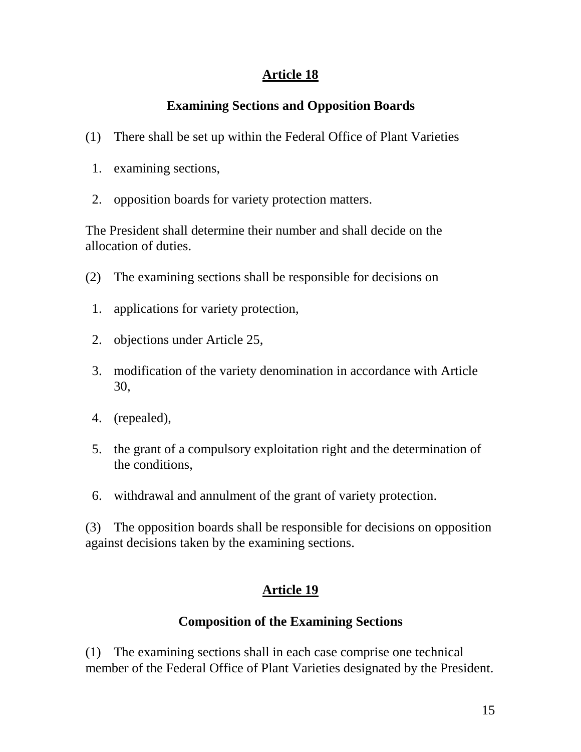## Article 18

### Examining Sections and Opposition Boards

(1) There shall be set up within the Federal Office of Plant Varieties

1. examining sections,
2. opposition boards for variety protection matters.

The President shall determine their number and shall decide on the allocation of duties.

(2) The examining sections shall be responsible for decisions on

1. applications for variety protection,
2. objections under Article 25,
3. modification of the variety denomination in accordance with Article 30,
4. (repealed),
5. the grant of a compulsory exploitation right and the determination of the conditions,
6. withdrawal and annulment of the grant of variety protection.

(3) The opposition boards shall be responsible for decisions on opposition against decisions taken by the examining sections.

## Article 19

### Composition of the Examining Sections

(1) The examining sections shall in each case comprise one technical member of the Federal Office of Plant Varieties designated by the President.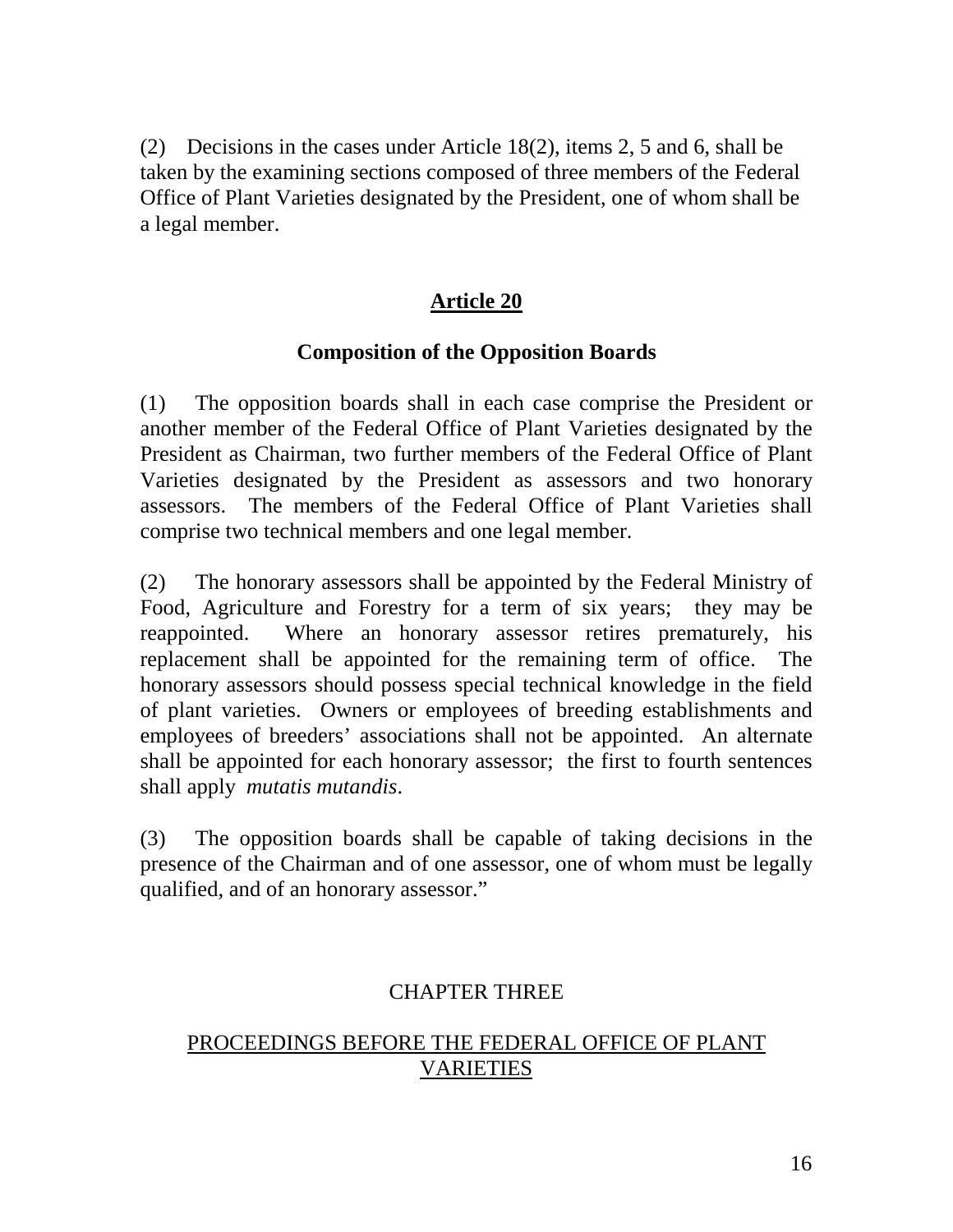(2) Decisions in the cases under Article 18(2), items 2, 5 and 6, shall be taken by the examining sections composed of three members of the Federal Office of Plant Varieties designated by the President, one of whom shall be a legal member.

## Article 20

### Composition of the Opposition Boards

(1) The opposition boards shall in each case comprise the President or another member of the Federal Office of Plant Varieties designated by the President as Chairman, two further members of the Federal Office of Plant Varieties designated by the President as assessors and two honorary assessors. The members of the Federal Office of Plant Varieties shall comprise two technical members and one legal member.

(2) The honorary assessors shall be appointed by the Federal Ministry of Food, Agriculture and Forestry for a term of six years; they may be reappointed. Where an honorary assessor retires prematurely, his replacement shall be appointed for the remaining term of office. The honorary assessors should possess special technical knowledge in the field of plant varieties. Owners or employees of breeding establishments and employees of breeders' associations shall not be appointed. An alternate shall be appointed for each honorary assessor; the first to fourth sentences shall apply *mutatis mutandis*.

(3) The opposition boards shall be capable of taking decisions in the presence of the Chairman and of one assessor, one of whom must be legally qualified, and of an honorary assessor."

## CHAPTER THREE

## PROCEEDINGS BEFORE THE FEDERAL OFFICE OF PLANT VARIETIES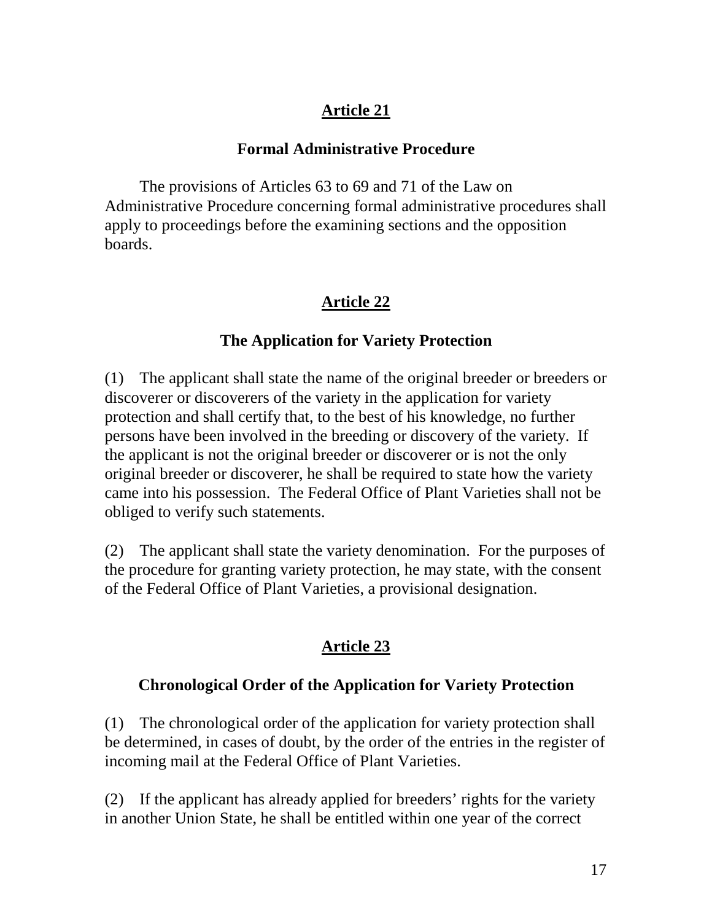## Article 21

### Formal Administrative Procedure

The provisions of Articles 63 to 69 and 71 of the Law on Administrative Procedure concerning formal administrative procedures shall apply to proceedings before the examining sections and the opposition boards.

## Article 22

### The Application for Variety Protection

(1) The applicant shall state the name of the original breeder or breeders or discoverer or discoverers of the variety in the application for variety protection and shall certify that, to the best of his knowledge, no further persons have been involved in the breeding or discovery of the variety. If the applicant is not the original breeder or discoverer or is not the only original breeder or discoverer, he shall be required to state how the variety came into his possession. The Federal Office of Plant Varieties shall not be obliged to verify such statements.

(2) The applicant shall state the variety denomination. For the purposes of the procedure for granting variety protection, he may state, with the consent of the Federal Office of Plant Varieties, a provisional designation.

## Article 23

### Chronological Order of the Application for Variety Protection

(1) The chronological order of the application for variety protection shall be determined, in cases of doubt, by the order of the entries in the register of incoming mail at the Federal Office of Plant Varieties.

(2) If the applicant has already applied for breeders' rights for the variety in another Union State, he shall be entitled within one year of the correct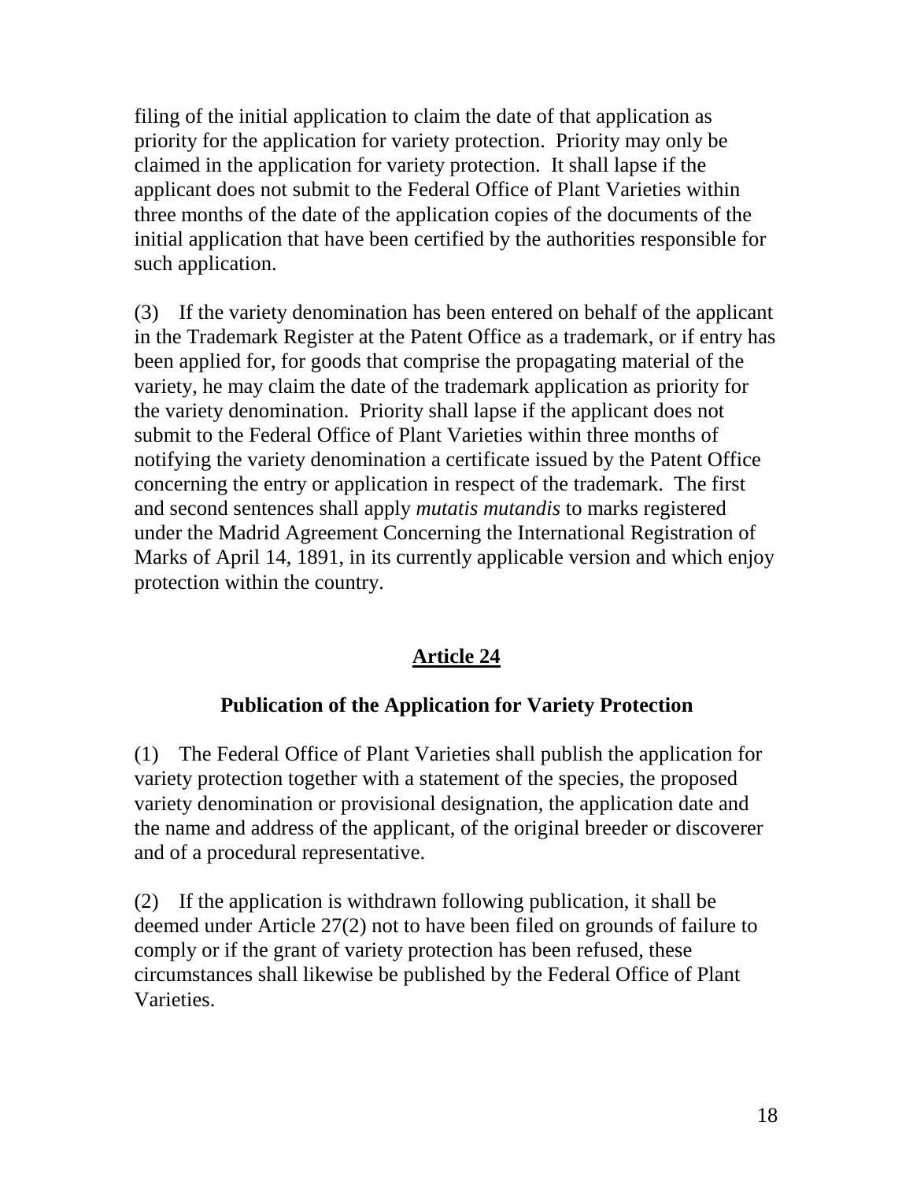filing of the initial application to claim the date of that application as priority for the application for variety protection. Priority may only be claimed in the application for variety protection. It shall lapse if the applicant does not submit to the Federal Office of Plant Varieties within three months of the date of the application copies of the documents of the initial application that have been certified by the authorities responsible for such application.

(3) If the variety denomination has been entered on behalf of the applicant in the Trademark Register at the Patent Office as a trademark, or if entry has been applied for, for goods that comprise the propagating material of the variety, he may claim the date of the trademark application as priority for the variety denomination. Priority shall lapse if the applicant does not submit to the Federal Office of Plant Varieties within three months of notifying the variety denomination a certificate issued by the Patent Office concerning the entry or application in respect of the trademark. The first and second sentences shall apply *mutatis mutandis* to marks registered under the Madrid Agreement Concerning the International Registration of Marks of April 14, 1891, in its currently applicable version and which enjoy protection within the country.

## Article 24

### Publication of the Application for Variety Protection

(1) The Federal Office of Plant Varieties shall publish the application for variety protection together with a statement of the species, the proposed variety denomination or provisional designation, the application date and the name and address of the applicant, of the original breeder or discoverer and of a procedural representative.

(2) If the application is withdrawn following publication, it shall be deemed under Article 27(2) not to have been filed on grounds of failure to comply or if the grant of variety protection has been refused, these circumstances shall likewise be published by the Federal Office of Plant Varieties.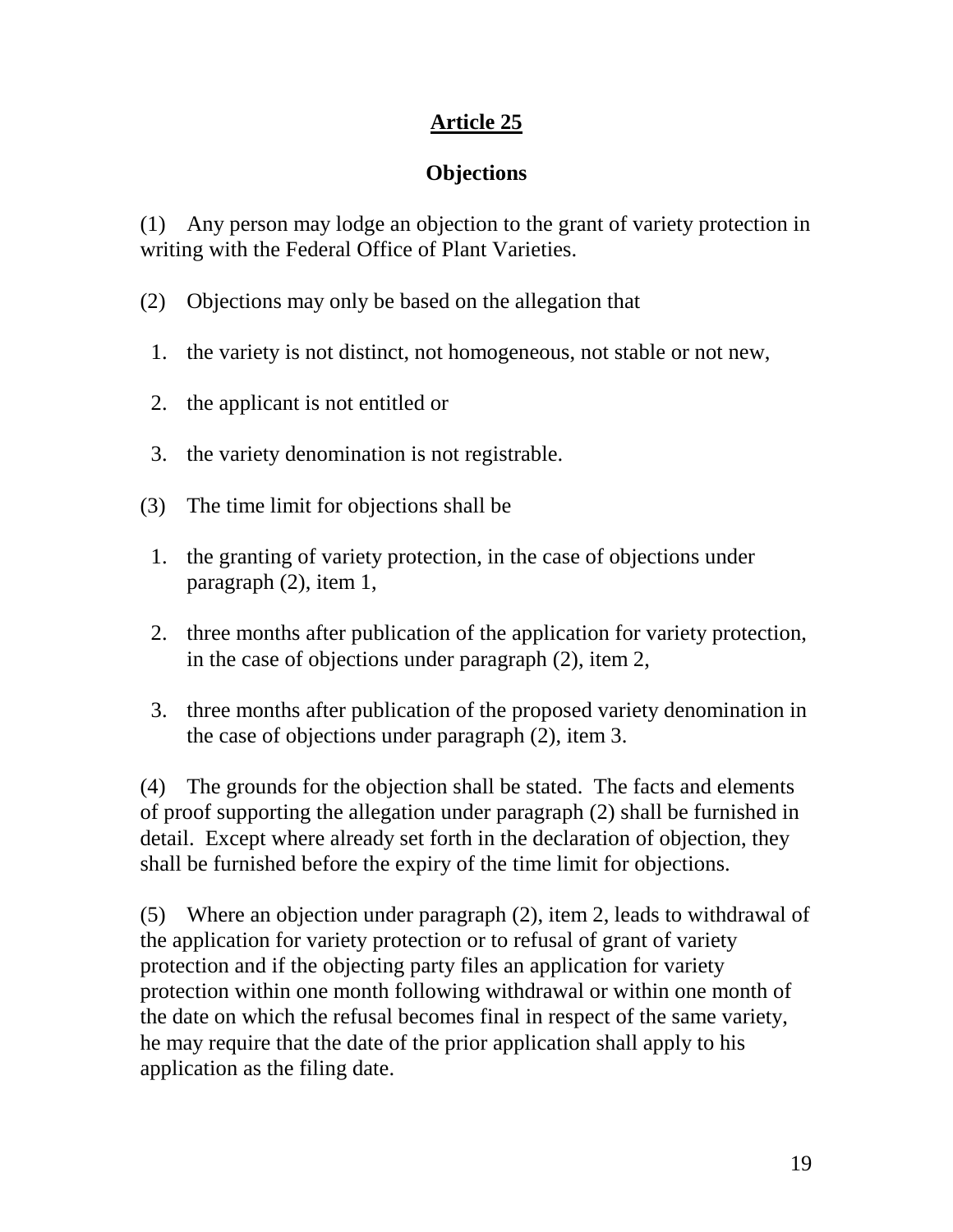## Article 25

### Objections

(1) Any person may lodge an objection to the grant of variety protection in writing with the Federal Office of Plant Varieties.

(2) Objections may only be based on the allegation that

1. the variety is not distinct, not homogeneous, not stable or not new,
2. the applicant is not entitled or
3. the variety denomination is not registrable.

(3) The time limit for objections shall be

1. the granting of variety protection, in the case of objections under paragraph (2), item 1,
2. three months after publication of the application for variety protection, in the case of objections under paragraph (2), item 2,
3. three months after publication of the proposed variety denomination in the case of objections under paragraph (2), item 3.

(4) The grounds for the objection shall be stated. The facts and elements of proof supporting the allegation under paragraph (2) shall be furnished in detail. Except where already set forth in the declaration of objection, they shall be furnished before the expiry of the time limit for objections.

(5) Where an objection under paragraph (2), item 2, leads to withdrawal of the application for variety protection or to refusal of grant of variety protection and if the objecting party files an application for variety protection within one month following withdrawal or within one month of the date on which the refusal becomes final in respect of the same variety, he may require that the date of the prior application shall apply to his application as the filing date.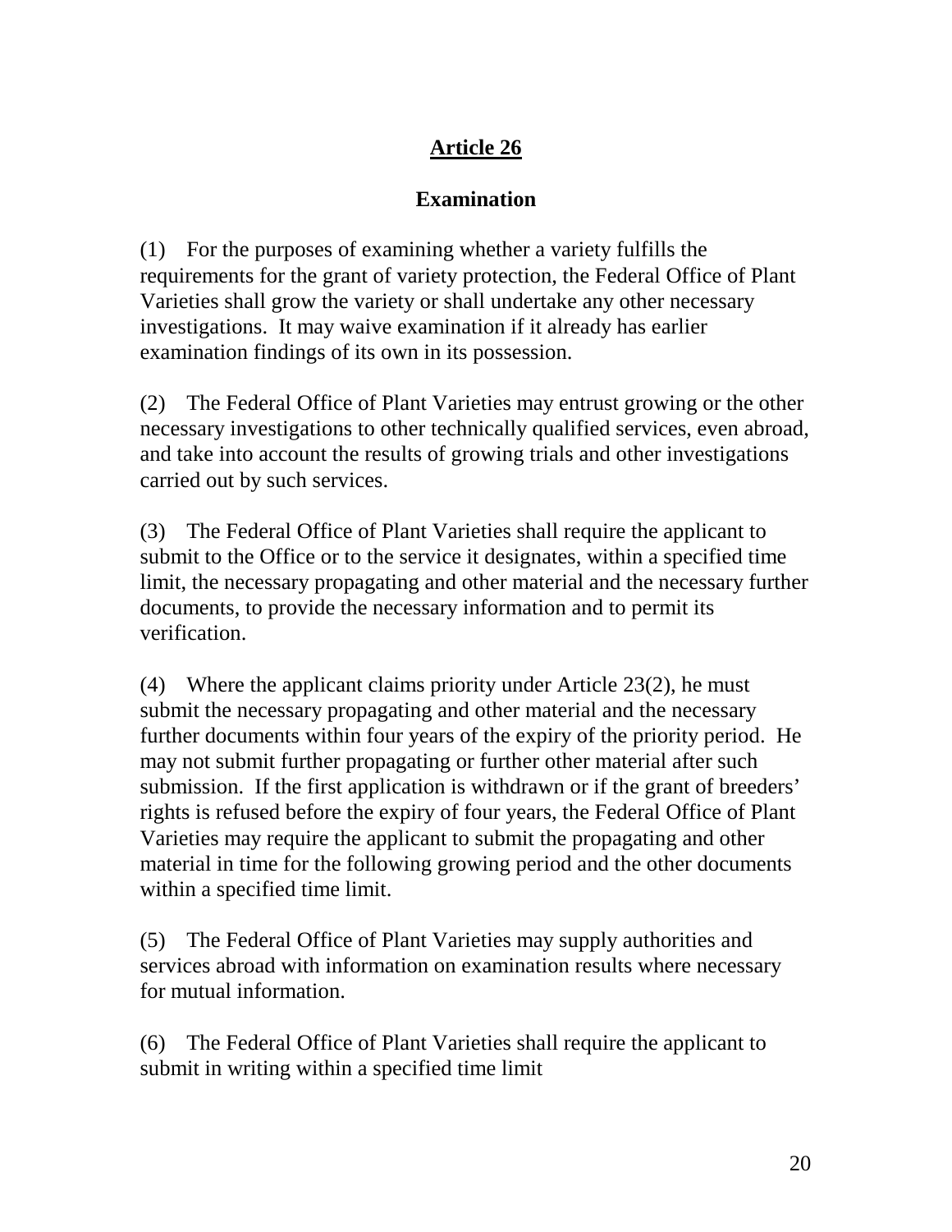## Article 26

### Examination

(1) For the purposes of examining whether a variety fulfills the requirements for the grant of variety protection, the Federal Office of Plant Varieties shall grow the variety or shall undertake any other necessary investigations. It may waive examination if it already has earlier examination findings of its own in its possession.

(2) The Federal Office of Plant Varieties may entrust growing or the other necessary investigations to other technically qualified services, even abroad, and take into account the results of growing trials and other investigations carried out by such services.

(3) The Federal Office of Plant Varieties shall require the applicant to submit to the Office or to the service it designates, within a specified time limit, the necessary propagating and other material and the necessary further documents, to provide the necessary information and to permit its verification.

(4) Where the applicant claims priority under Article 23(2), he must submit the necessary propagating and other material and the necessary further documents within four years of the expiry of the priority period. He may not submit further propagating or further other material after such submission. If the first application is withdrawn or if the grant of breeders' rights is refused before the expiry of four years, the Federal Office of Plant Varieties may require the applicant to submit the propagating and other material in time for the following growing period and the other documents within a specified time limit.

(5) The Federal Office of Plant Varieties may supply authorities and services abroad with information on examination results where necessary for mutual information.

(6) The Federal Office of Plant Varieties shall require the applicant to submit in writing within a specified time limit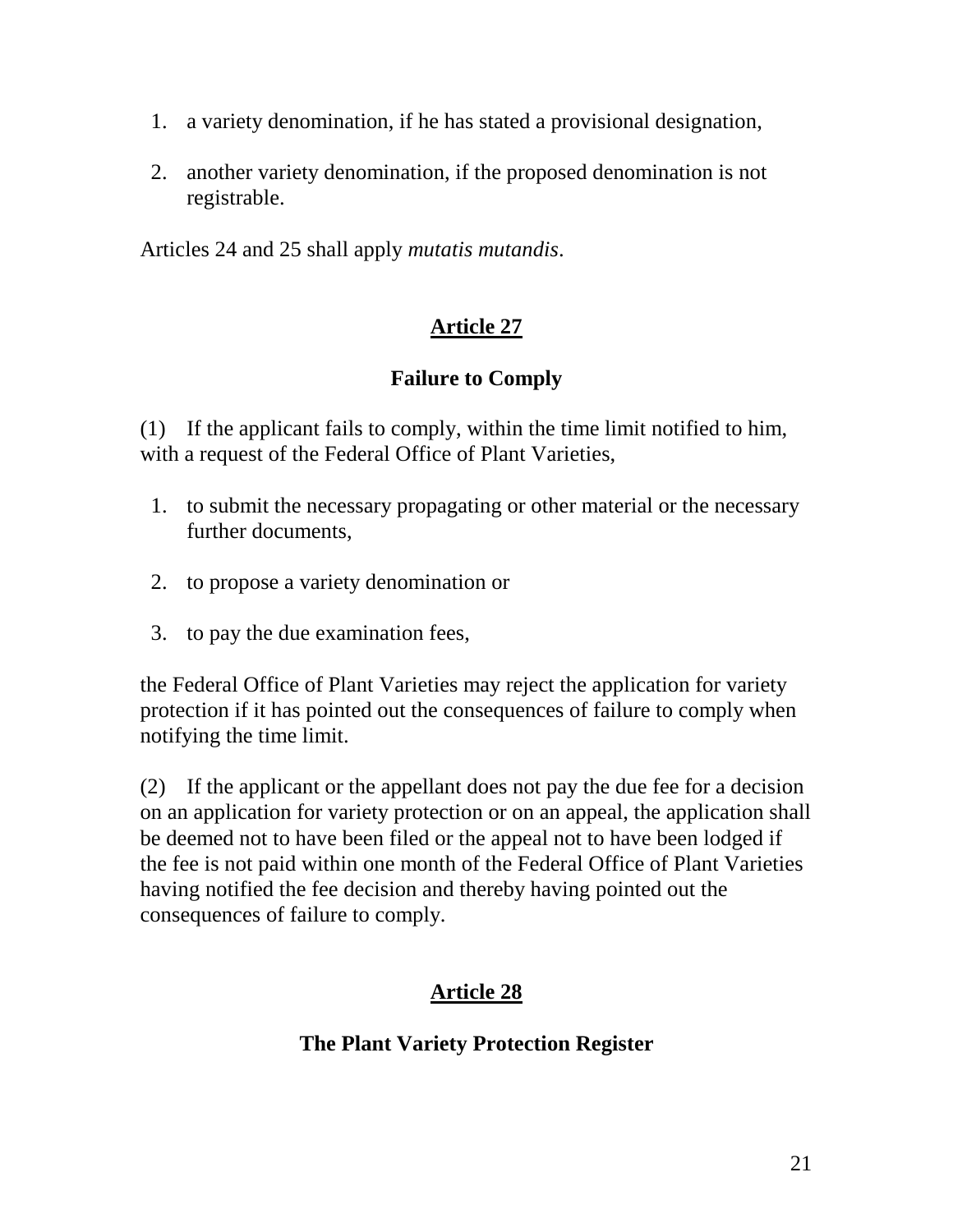1. a variety denomination, if he has stated a provisional designation,

2. another variety denomination, if the proposed denomination is not registrable.

Articles 24 and 25 shall apply *mutatis mutandis*.

## Article 27

### Failure to Comply

(1) If the applicant fails to comply, within the time limit notified to him, with a request of the Federal Office of Plant Varieties,

1. to submit the necessary propagating or other material or the necessary further documents,

2. to propose a variety denomination or

3. to pay the due examination fees,

the Federal Office of Plant Varieties may reject the application for variety protection if it has pointed out the consequences of failure to comply when notifying the time limit.

(2) If the applicant or the appellant does not pay the due fee for a decision on an application for variety protection or on an appeal, the application shall be deemed not to have been filed or the appeal not to have been lodged if the fee is not paid within one month of the Federal Office of Plant Varieties having notified the fee decision and thereby having pointed out the consequences of failure to comply.

## Article 28

### The Plant Variety Protection Register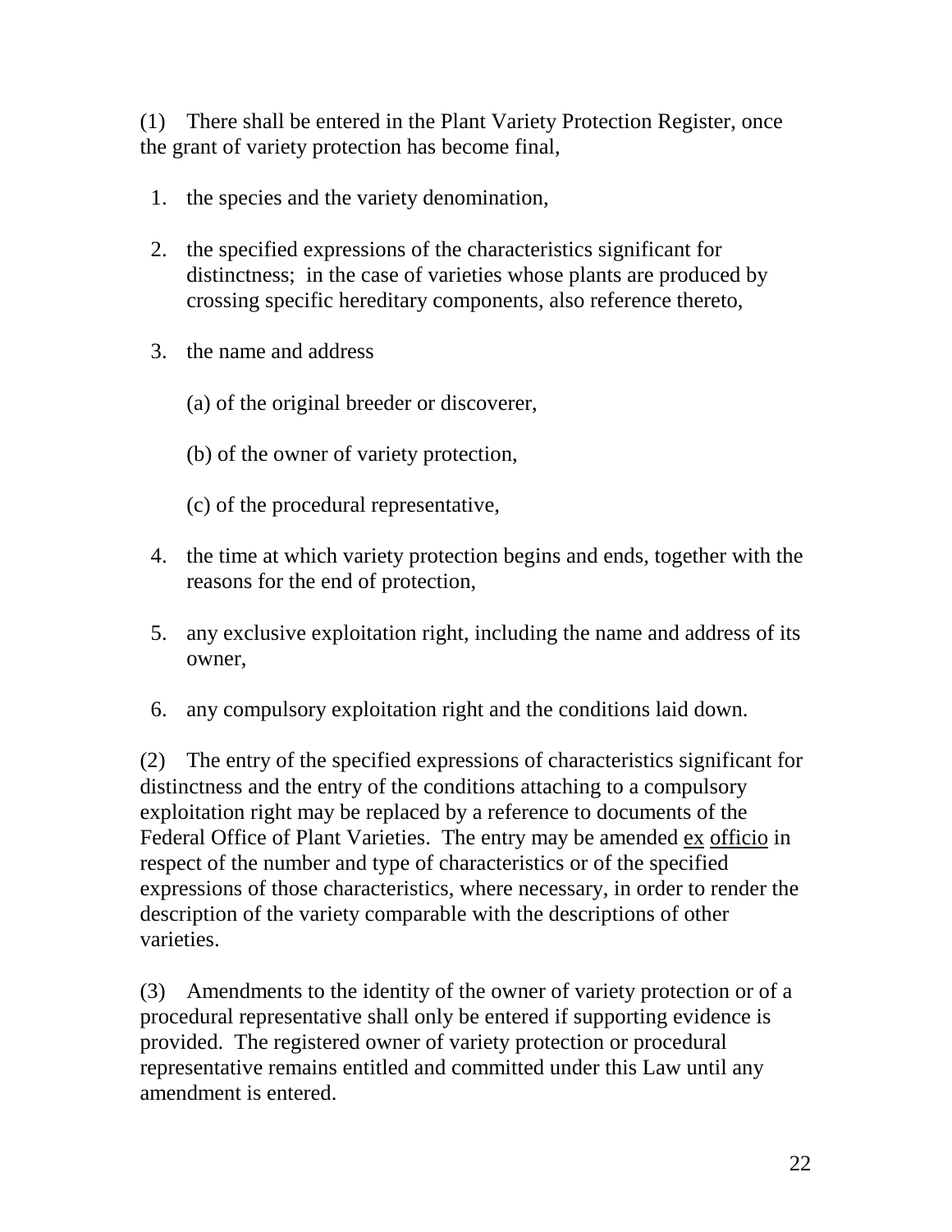(1) There shall be entered in the Plant Variety Protection Register, once the grant of variety protection has become final,

1. the species and the variety denomination,

2. the specified expressions of the characteristics significant for distinctness; in the case of varieties whose plants are produced by crossing specific hereditary components, also reference thereto,

3. the name and address

   (a) of the original breeder or discoverer,

   (b) of the owner of variety protection,

   (c) of the procedural representative,

4. the time at which variety protection begins and ends, together with the reasons for the end of protection,

5. any exclusive exploitation right, including the name and address of its owner,

6. any compulsory exploitation right and the conditions laid down.

(2) The entry of the specified expressions of characteristics significant for distinctness and the entry of the conditions attaching to a compulsory exploitation right may be replaced by a reference to documents of the Federal Office of Plant Varieties. The entry may be amended ex officio in respect of the number and type of characteristics or of the specified expressions of those characteristics, where necessary, in order to render the description of the variety comparable with the descriptions of other varieties.

(3) Amendments to the identity of the owner of variety protection or of a procedural representative shall only be entered if supporting evidence is provided. The registered owner of variety protection or procedural representative remains entitled and committed under this Law until any amendment is entered.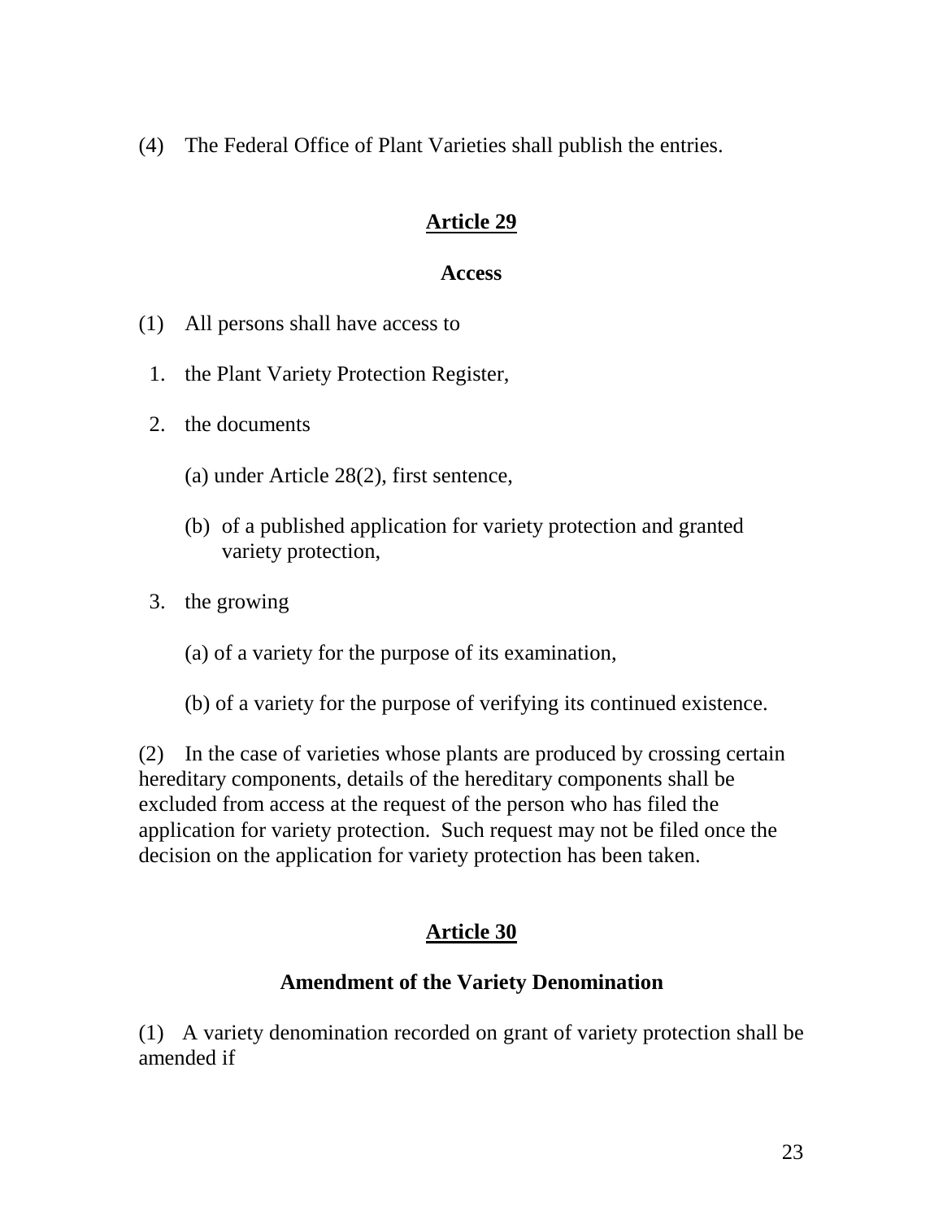(4) The Federal Office of Plant Varieties shall publish the entries.

## Article 29

### Access

(1) All persons shall have access to

1. the Plant Variety Protection Register,

2. the documents

   (a) under Article 28(2), first sentence,

   (b) of a published application for variety protection and granted variety protection,

3. the growing

   (a) of a variety for the purpose of its examination,

   (b) of a variety for the purpose of verifying its continued existence.

(2) In the case of varieties whose plants are produced by crossing certain hereditary components, details of the hereditary components shall be excluded from access at the request of the person who has filed the application for variety protection. Such request may not be filed once the decision on the application for variety protection has been taken.

## Article 30

### Amendment of the Variety Denomination

(1) A variety denomination recorded on grant of variety protection shall be amended if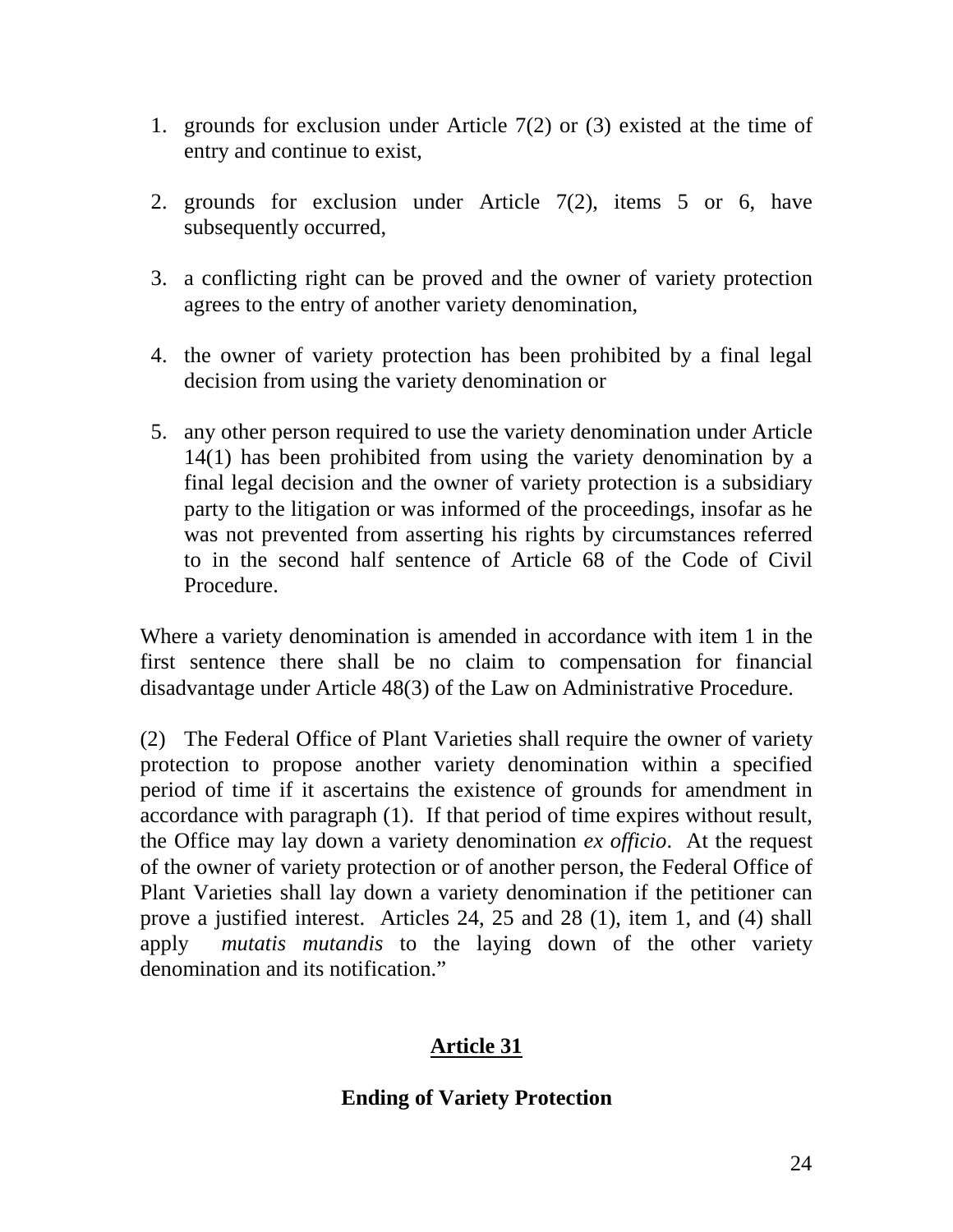1. grounds for exclusion under Article 7(2) or (3) existed at the time of entry and continue to exist,

2. grounds for exclusion under Article 7(2), items 5 or 6, have subsequently occurred,

3. a conflicting right can be proved and the owner of variety protection agrees to the entry of another variety denomination,

4. the owner of variety protection has been prohibited by a final legal decision from using the variety denomination or

5. any other person required to use the variety denomination under Article 14(1) has been prohibited from using the variety denomination by a final legal decision and the owner of variety protection is a subsidiary party to the litigation or was informed of the proceedings, insofar as he was not prevented from asserting his rights by circumstances referred to in the second half sentence of Article 68 of the Code of Civil Procedure.

Where a variety denomination is amended in accordance with item 1 in the first sentence there shall be no claim to compensation for financial disadvantage under Article 48(3) of the Law on Administrative Procedure.

(2) The Federal Office of Plant Varieties shall require the owner of variety protection to propose another variety denomination within a specified period of time if it ascertains the existence of grounds for amendment in accordance with paragraph (1). If that period of time expires without result, the Office may lay down a variety denomination *ex officio*. At the request of the owner of variety protection or of another person, the Federal Office of Plant Varieties shall lay down a variety denomination if the petitioner can prove a justified interest. Articles 24, 25 and 28 (1), item 1, and (4) shall apply *mutatis mutandis* to the laying down of the other variety denomination and its notification."

## Article 31

### Ending of Variety Protection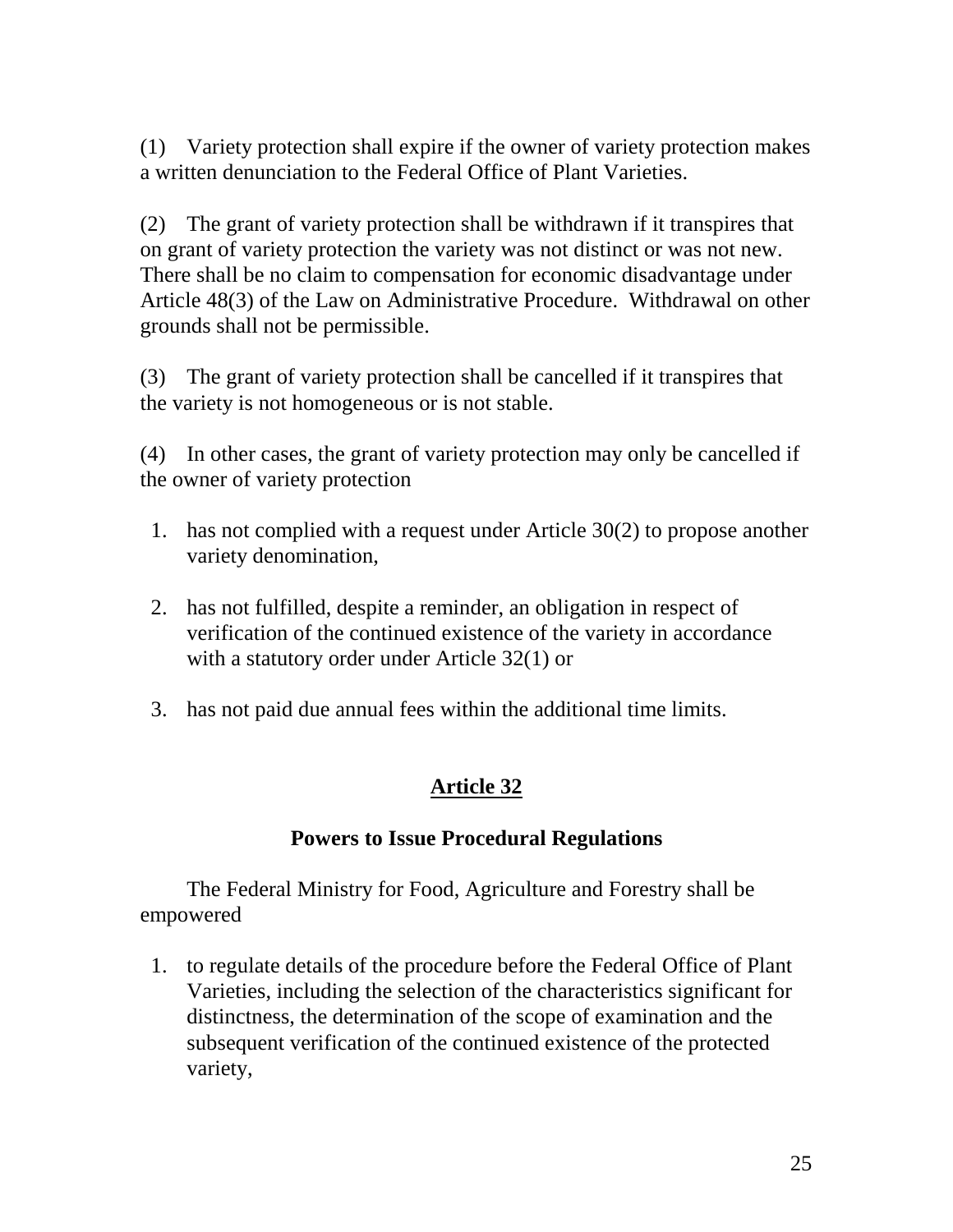(1) Variety protection shall expire if the owner of variety protection makes a written denunciation to the Federal Office of Plant Varieties.

(2) The grant of variety protection shall be withdrawn if it transpires that on grant of variety protection the variety was not distinct or was not new. There shall be no claim to compensation for economic disadvantage under Article 48(3) of the Law on Administrative Procedure. Withdrawal on other grounds shall not be permissible.

(3) The grant of variety protection shall be cancelled if it transpires that the variety is not homogeneous or is not stable.

(4) In other cases, the grant of variety protection may only be cancelled if the owner of variety protection

1. has not complied with a request under Article 30(2) to propose another variety denomination,

2. has not fulfilled, despite a reminder, an obligation in respect of verification of the continued existence of the variety in accordance with a statutory order under Article 32(1) or

3. has not paid due annual fees within the additional time limits.

## Article 32

### Powers to Issue Procedural Regulations

The Federal Ministry for Food, Agriculture and Forestry shall be empowered

1. to regulate details of the procedure before the Federal Office of Plant Varieties, including the selection of the characteristics significant for distinctness, the determination of the scope of examination and the subsequent verification of the continued existence of the protected variety,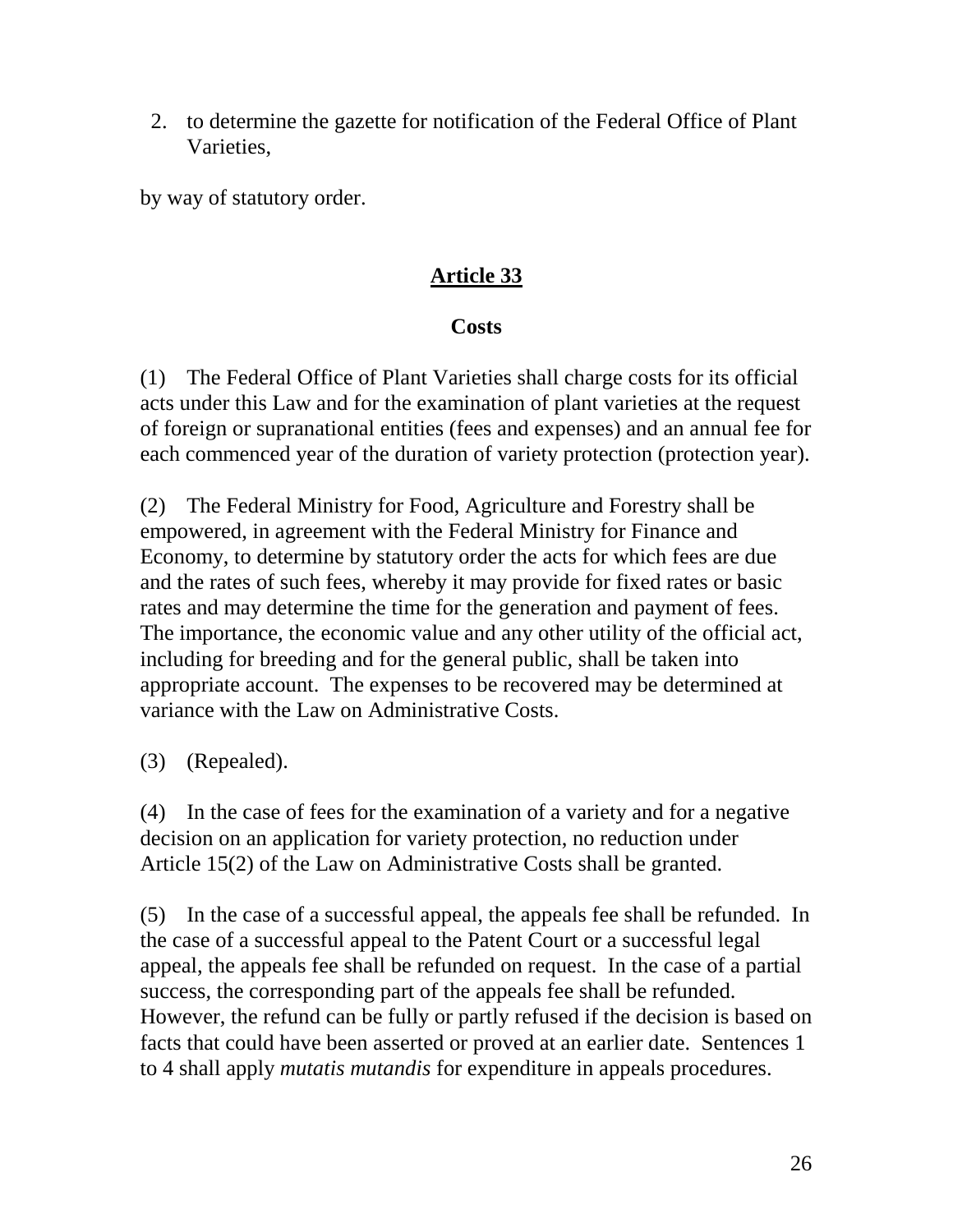2. to determine the gazette for notification of the Federal Office of Plant Varieties,

by way of statutory order.

## Article 33

### Costs

(1) The Federal Office of Plant Varieties shall charge costs for its official acts under this Law and for the examination of plant varieties at the request of foreign or supranational entities (fees and expenses) and an annual fee for each commenced year of the duration of variety protection (protection year).

(2) The Federal Ministry for Food, Agriculture and Forestry shall be empowered, in agreement with the Federal Ministry for Finance and Economy, to determine by statutory order the acts for which fees are due and the rates of such fees, whereby it may provide for fixed rates or basic rates and may determine the time for the generation and payment of fees. The importance, the economic value and any other utility of the official act, including for breeding and for the general public, shall be taken into appropriate account. The expenses to be recovered may be determined at variance with the Law on Administrative Costs.

(3) (Repealed).

(4) In the case of fees for the examination of a variety and for a negative decision on an application for variety protection, no reduction under Article 15(2) of the Law on Administrative Costs shall be granted.

(5) In the case of a successful appeal, the appeals fee shall be refunded. In the case of a successful appeal to the Patent Court or a successful legal appeal, the appeals fee shall be refunded on request. In the case of a partial success, the corresponding part of the appeals fee shall be refunded. However, the refund can be fully or partly refused if the decision is based on facts that could have been asserted or proved at an earlier date. Sentences 1 to 4 shall apply *mutatis mutandis* for expenditure in appeals procedures.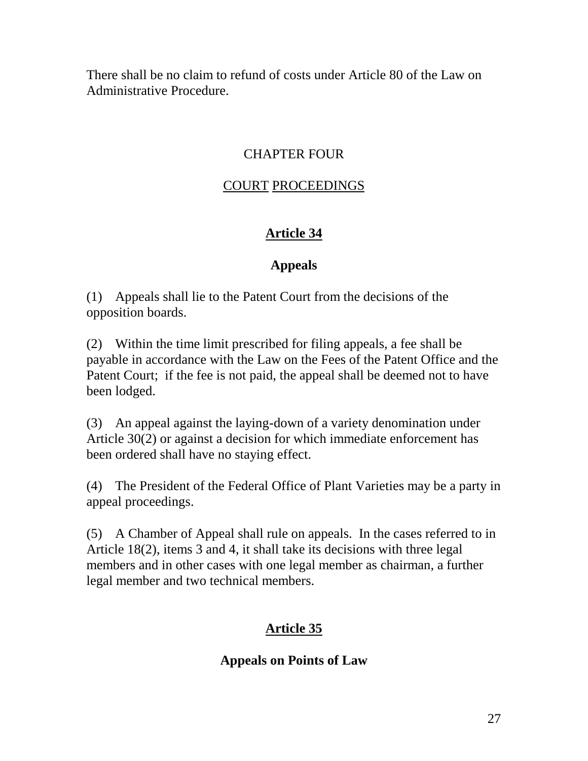There shall be no claim to refund of costs under Article 80 of the Law on Administrative Procedure.

## CHAPTER FOUR

## COURT PROCEEDINGS

### Article 34

### Appeals

(1) Appeals shall lie to the Patent Court from the decisions of the opposition boards.

(2) Within the time limit prescribed for filing appeals, a fee shall be payable in accordance with the Law on the Fees of the Patent Office and the Patent Court; if the fee is not paid, the appeal shall be deemed not to have been lodged.

(3) An appeal against the laying-down of a variety denomination under Article 30(2) or against a decision for which immediate enforcement has been ordered shall have no staying effect.

(4) The President of the Federal Office of Plant Varieties may be a party in appeal proceedings.

(5) A Chamber of Appeal shall rule on appeals. In the cases referred to in Article 18(2), items 3 and 4, it shall take its decisions with three legal members and in other cases with one legal member as chairman, a further legal member and two technical members.

### Article 35

### Appeals on Points of Law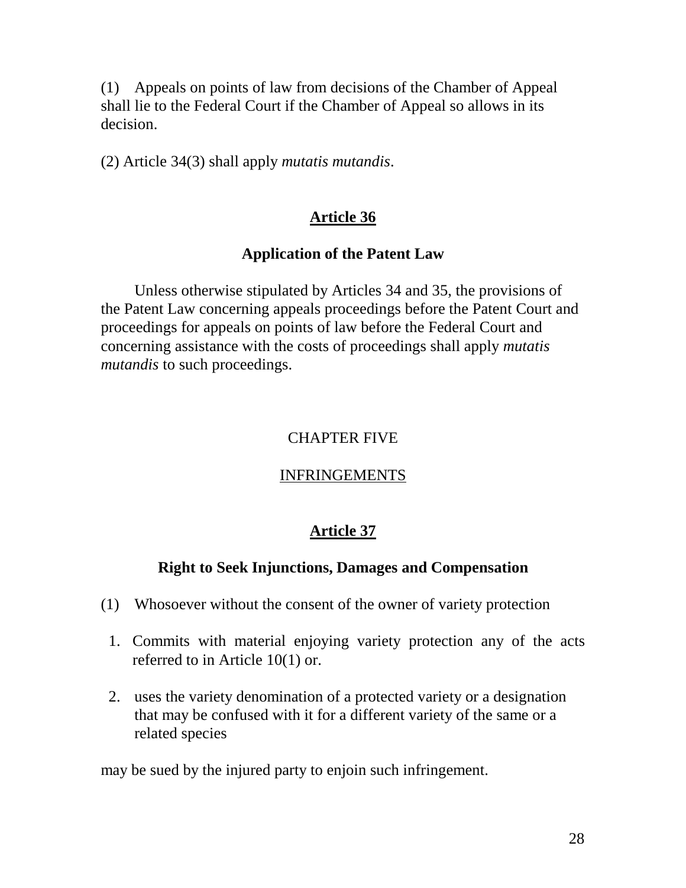(1) Appeals on points of law from decisions of the Chamber of Appeal shall lie to the Federal Court if the Chamber of Appeal so allows in its decision.

(2) Article 34(3) shall apply *mutatis mutandis*.

## Article 36

### Application of the Patent Law

Unless otherwise stipulated by Articles 34 and 35, the provisions of the Patent Law concerning appeals proceedings before the Patent Court and proceedings for appeals on points of law before the Federal Court and concerning assistance with the costs of proceedings shall apply *mutatis mutandis* to such proceedings.

# CHAPTER FIVE

# INFRINGEMENTS

## Article 37

### Right to Seek Injunctions, Damages and Compensation

(1) Whosoever without the consent of the owner of variety protection

1. Commits with material enjoying variety protection any of the acts referred to in Article 10(1) or.
2. uses the variety denomination of a protected variety or a designation that may be confused with it for a different variety of the same or a related species

may be sued by the injured party to enjoin such infringement.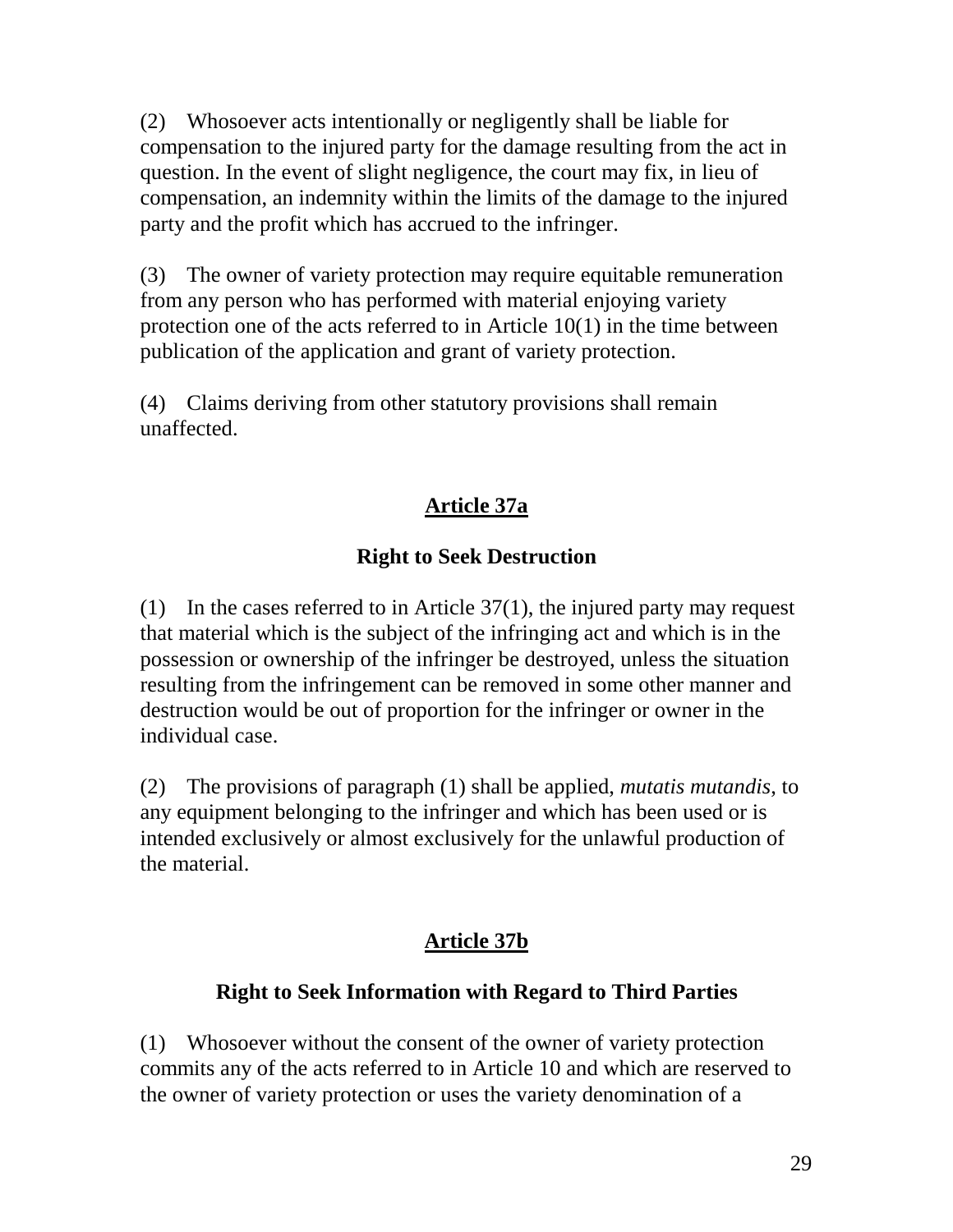(2) Whosoever acts intentionally or negligently shall be liable for compensation to the injured party for the damage resulting from the act in question. In the event of slight negligence, the court may fix, in lieu of compensation, an indemnity within the limits of the damage to the injured party and the profit which has accrued to the infringer.

(3) The owner of variety protection may require equitable remuneration from any person who has performed with material enjoying variety protection one of the acts referred to in Article 10(1) in the time between publication of the application and grant of variety protection.

(4) Claims deriving from other statutory provisions shall remain unaffected.

## Article 37a

### Right to Seek Destruction

(1) In the cases referred to in Article 37(1), the injured party may request that material which is the subject of the infringing act and which is in the possession or ownership of the infringer be destroyed, unless the situation resulting from the infringement can be removed in some other manner and destruction would be out of proportion for the infringer or owner in the individual case.

(2) The provisions of paragraph (1) shall be applied, *mutatis mutandis*, to any equipment belonging to the infringer and which has been used or is intended exclusively or almost exclusively for the unlawful production of the material.

## Article 37b

### Right to Seek Information with Regard to Third Parties

(1) Whosoever without the consent of the owner of variety protection commits any of the acts referred to in Article 10 and which are reserved to the owner of variety protection or uses the variety denomination of a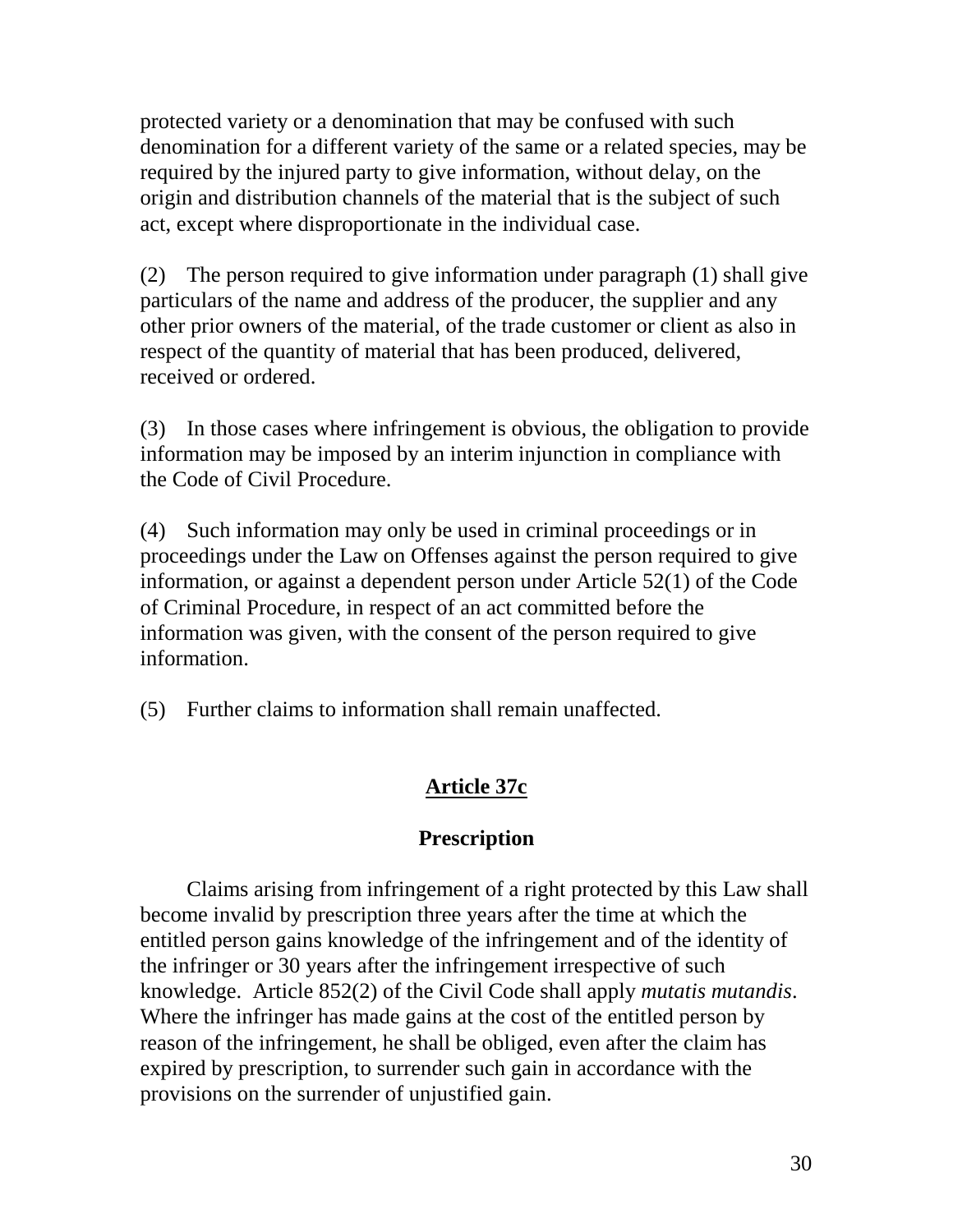protected variety or a denomination that may be confused with such denomination for a different variety of the same or a related species, may be required by the injured party to give information, without delay, on the origin and distribution channels of the material that is the subject of such act, except where disproportionate in the individual case.

(2) The person required to give information under paragraph (1) shall give particulars of the name and address of the producer, the supplier and any other prior owners of the material, of the trade customer or client as also in respect of the quantity of material that has been produced, delivered, received or ordered.

(3) In those cases where infringement is obvious, the obligation to provide information may be imposed by an interim injunction in compliance with the Code of Civil Procedure.

(4) Such information may only be used in criminal proceedings or in proceedings under the Law on Offenses against the person required to give information, or against a dependent person under Article 52(1) of the Code of Criminal Procedure, in respect of an act committed before the information was given, with the consent of the person required to give information.

(5) Further claims to information shall remain unaffected.

## Article 37c

### Prescription

Claims arising from infringement of a right protected by this Law shall become invalid by prescription three years after the time at which the entitled person gains knowledge of the infringement and of the identity of the infringer or 30 years after the infringement irrespective of such knowledge. Article 852(2) of the Civil Code shall apply *mutatis mutandis*. Where the infringer has made gains at the cost of the entitled person by reason of the infringement, he shall be obliged, even after the claim has expired by prescription, to surrender such gain in accordance with the provisions on the surrender of unjustified gain.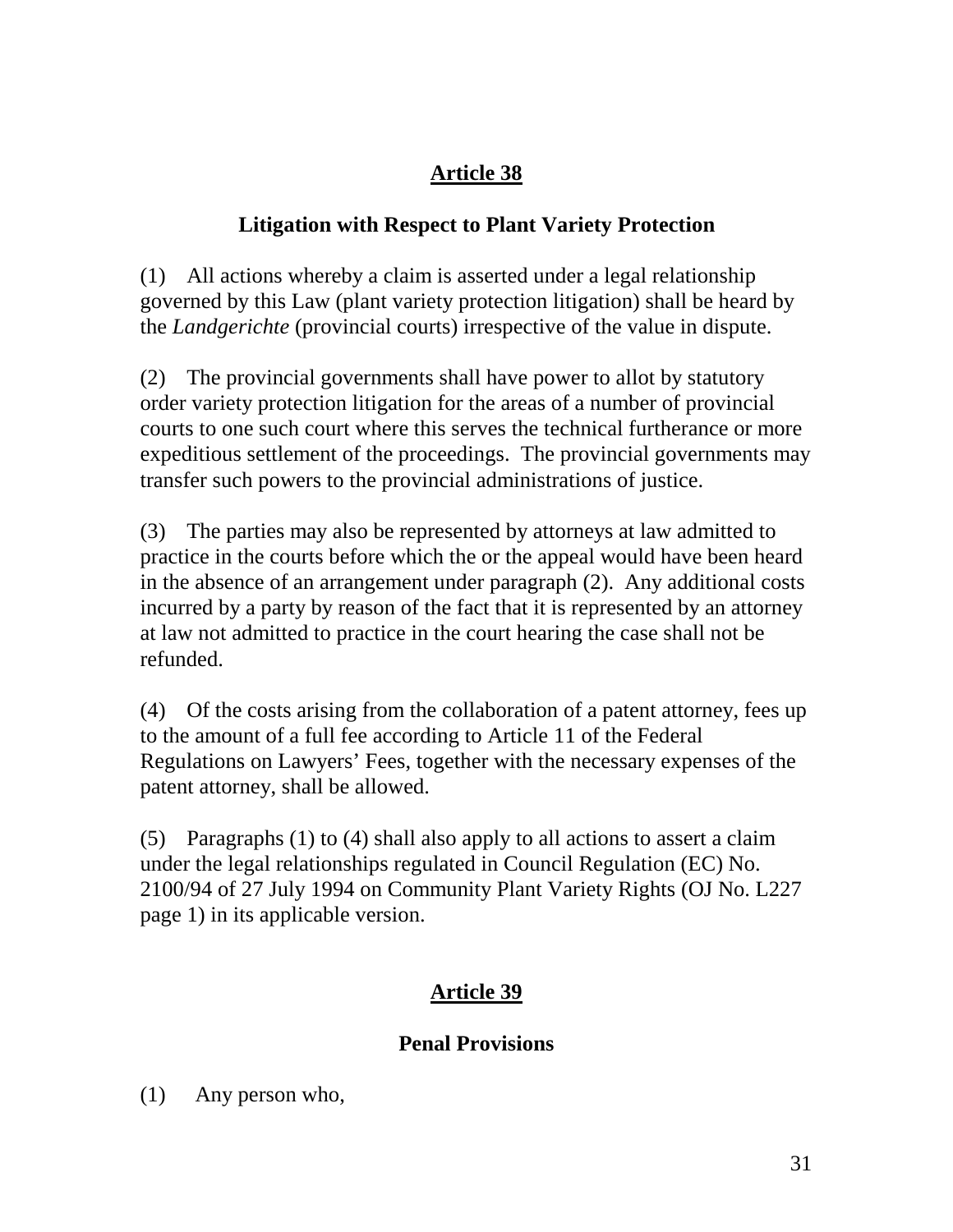## Article 38

### Litigation with Respect to Plant Variety Protection

(1) All actions whereby a claim is asserted under a legal relationship governed by this Law (plant variety protection litigation) shall be heard by the *Landgerichte* (provincial courts) irrespective of the value in dispute.

(2) The provincial governments shall have power to allot by statutory order variety protection litigation for the areas of a number of provincial courts to one such court where this serves the technical furtherance or more expeditious settlement of the proceedings. The provincial governments may transfer such powers to the provincial administrations of justice.

(3) The parties may also be represented by attorneys at law admitted to practice in the courts before which the or the appeal would have been heard in the absence of an arrangement under paragraph (2). Any additional costs incurred by a party by reason of the fact that it is represented by an attorney at law not admitted to practice in the court hearing the case shall not be refunded.

(4) Of the costs arising from the collaboration of a patent attorney, fees up to the amount of a full fee according to Article 11 of the Federal Regulations on Lawyers' Fees, together with the necessary expenses of the patent attorney, shall be allowed.

(5) Paragraphs (1) to (4) shall also apply to all actions to assert a claim under the legal relationships regulated in Council Regulation (EC) No. 2100/94 of 27 July 1994 on Community Plant Variety Rights (OJ No. L227 page 1) in its applicable version.

## Article 39

### Penal Provisions

(1) Any person who,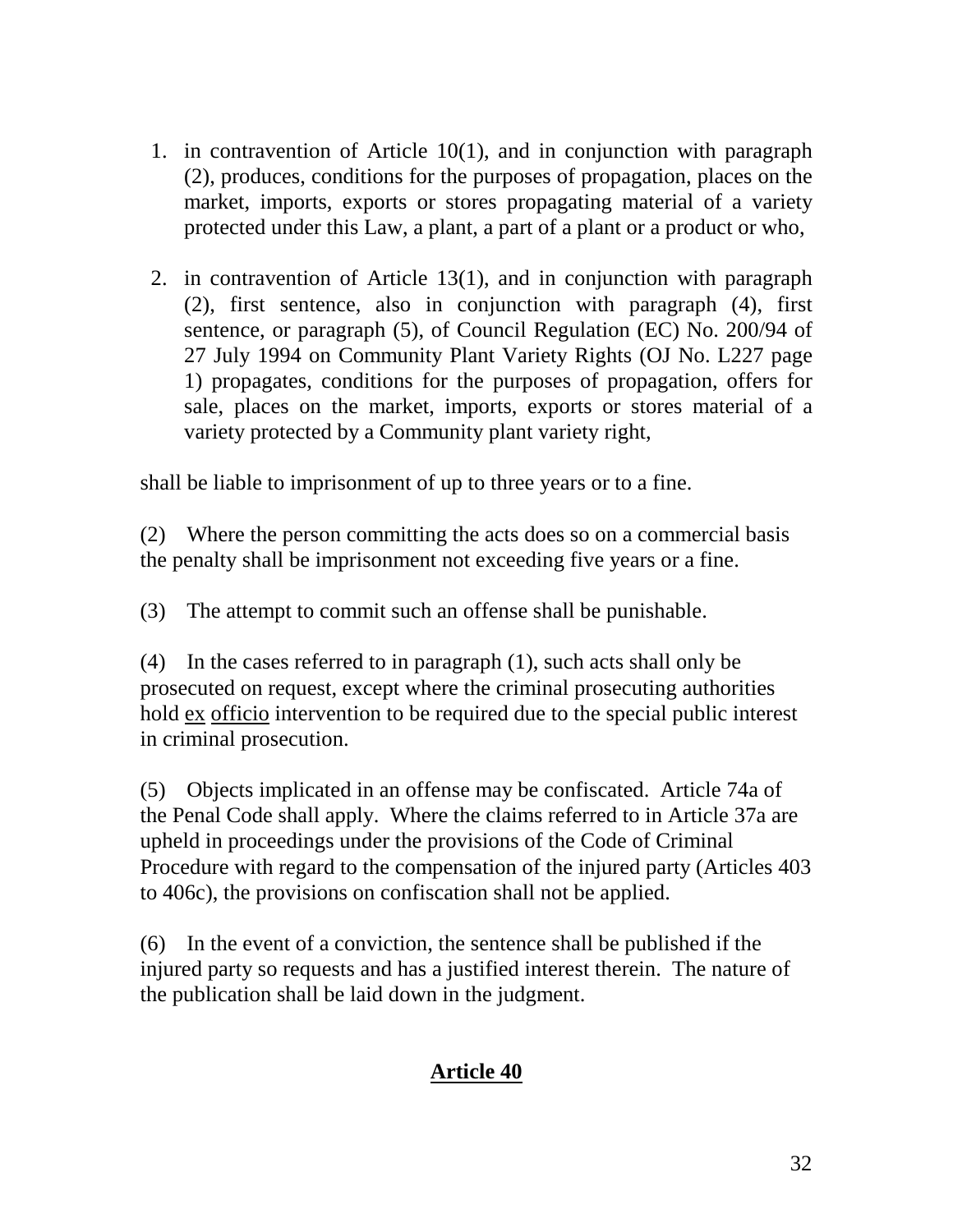1. in contravention of Article 10(1), and in conjunction with paragraph (2), produces, conditions for the purposes of propagation, places on the market, imports, exports or stores propagating material of a variety protected under this Law, a plant, a part of a plant or a product or who,

2. in contravention of Article 13(1), and in conjunction with paragraph (2), first sentence, also in conjunction with paragraph (4), first sentence, or paragraph (5), of Council Regulation (EC) No. 200/94 of 27 July 1994 on Community Plant Variety Rights (OJ No. L227 page 1) propagates, conditions for the purposes of propagation, offers for sale, places on the market, imports, exports or stores material of a variety protected by a Community plant variety right,

shall be liable to imprisonment of up to three years or to a fine.

(2) Where the person committing the acts does so on a commercial basis the penalty shall be imprisonment not exceeding five years or a fine.

(3) The attempt to commit such an offense shall be punishable.

(4) In the cases referred to in paragraph (1), such acts shall only be prosecuted on request, except where the criminal prosecuting authorities hold ex officio intervention to be required due to the special public interest in criminal prosecution.

(5) Objects implicated in an offense may be confiscated. Article 74a of the Penal Code shall apply. Where the claims referred to in Article 37a are upheld in proceedings under the provisions of the Code of Criminal Procedure with regard to the compensation of the injured party (Articles 403 to 406c), the provisions on confiscation shall not be applied.

(6) In the event of a conviction, the sentence shall be published if the injured party so requests and has a justified interest therein. The nature of the publication shall be laid down in the judgment.

## Article 40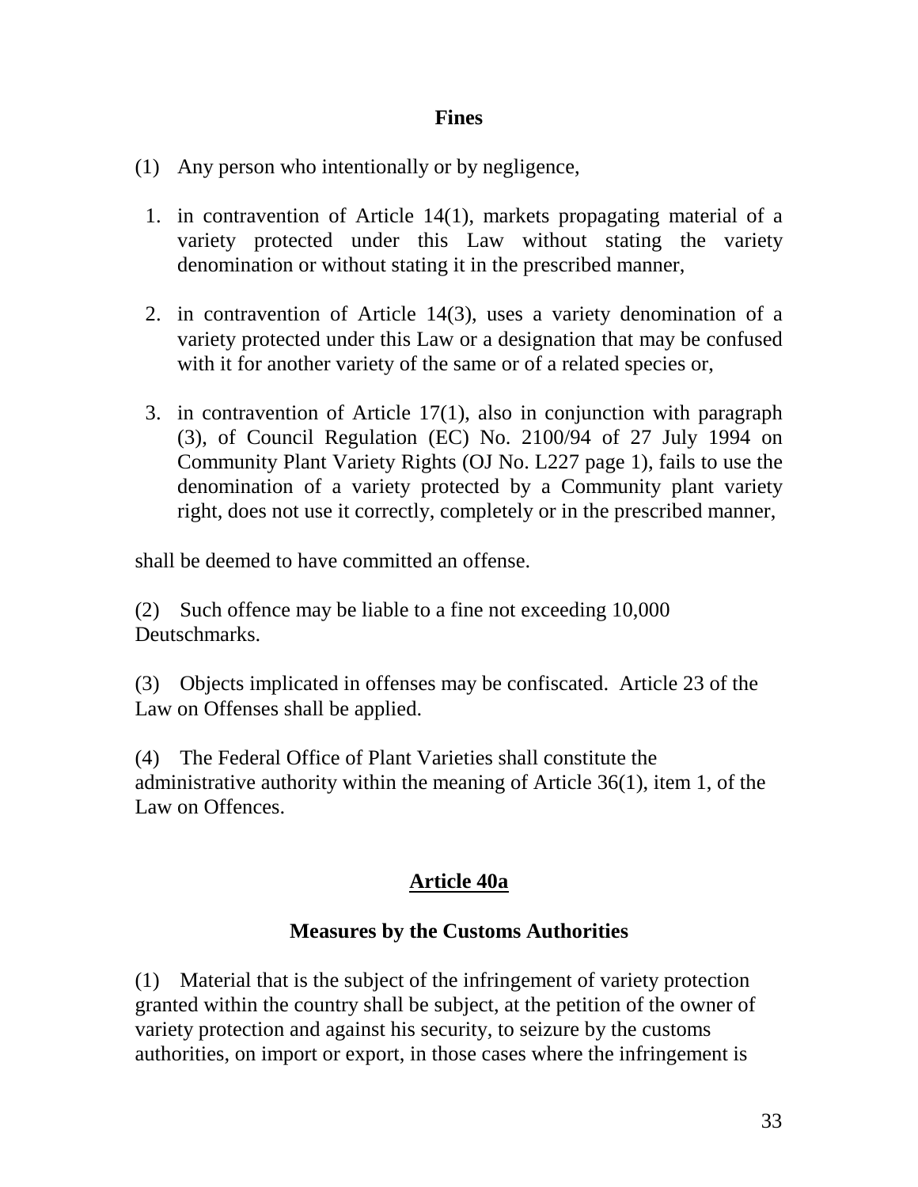### Fines

(1) Any person who intentionally or by negligence,

1. in contravention of Article 14(1), markets propagating material of a variety protected under this Law without stating the variety denomination or without stating it in the prescribed manner,

2. in contravention of Article 14(3), uses a variety denomination of a variety protected under this Law or a designation that may be confused with it for another variety of the same or of a related species or,

3. in contravention of Article 17(1), also in conjunction with paragraph (3), of Council Regulation (EC) No. 2100/94 of 27 July 1994 on Community Plant Variety Rights (OJ No. L227 page 1), fails to use the denomination of a variety protected by a Community plant variety right, does not use it correctly, completely or in the prescribed manner,

shall be deemed to have committed an offense.

(2) Such offence may be liable to a fine not exceeding 10,000 Deutschmarks.

(3) Objects implicated in offenses may be confiscated. Article 23 of the Law on Offenses shall be applied.

(4) The Federal Office of Plant Varieties shall constitute the administrative authority within the meaning of Article 36(1), item 1, of the Law on Offences.

## Article 40a

### Measures by the Customs Authorities

(1) Material that is the subject of the infringement of variety protection granted within the country shall be subject, at the petition of the owner of variety protection and against his security, to seizure by the customs authorities, on import or export, in those cases where the infringement is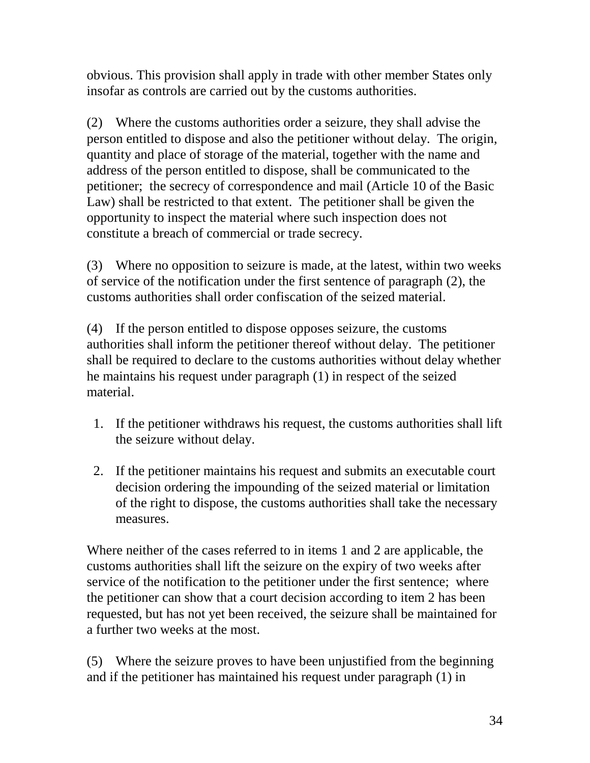obvious. This provision shall apply in trade with other member States only insofar as controls are carried out by the customs authorities.

(2) Where the customs authorities order a seizure, they shall advise the person entitled to dispose and also the petitioner without delay. The origin, quantity and place of storage of the material, together with the name and address of the person entitled to dispose, shall be communicated to the petitioner; the secrecy of correspondence and mail (Article 10 of the Basic Law) shall be restricted to that extent. The petitioner shall be given the opportunity to inspect the material where such inspection does not constitute a breach of commercial or trade secrecy.

(3) Where no opposition to seizure is made, at the latest, within two weeks of service of the notification under the first sentence of paragraph (2), the customs authorities shall order confiscation of the seized material.

(4) If the person entitled to dispose opposes seizure, the customs authorities shall inform the petitioner thereof without delay. The petitioner shall be required to declare to the customs authorities without delay whether he maintains his request under paragraph (1) in respect of the seized material.

1. If the petitioner withdraws his request, the customs authorities shall lift the seizure without delay.

2. If the petitioner maintains his request and submits an executable court decision ordering the impounding of the seized material or limitation of the right to dispose, the customs authorities shall take the necessary measures.

Where neither of the cases referred to in items 1 and 2 are applicable, the customs authorities shall lift the seizure on the expiry of two weeks after service of the notification to the petitioner under the first sentence; where the petitioner can show that a court decision according to item 2 has been requested, but has not yet been received, the seizure shall be maintained for a further two weeks at the most.

(5) Where the seizure proves to have been unjustified from the beginning and if the petitioner has maintained his request under paragraph (1) in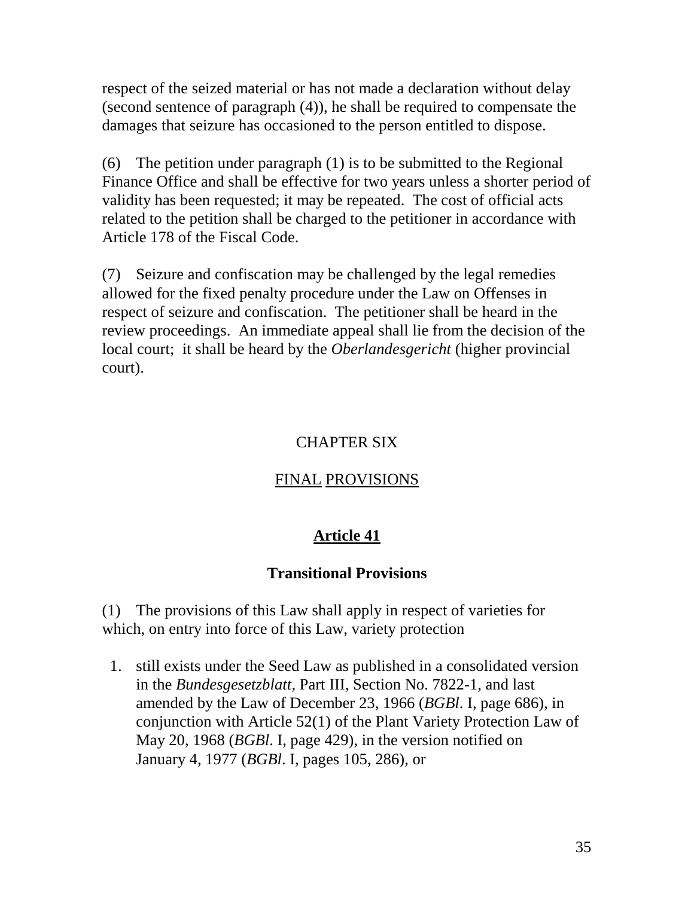respect of the seized material or has not made a declaration without delay (second sentence of paragraph (4)), he shall be required to compensate the damages that seizure has occasioned to the person entitled to dispose.

(6) The petition under paragraph (1) is to be submitted to the Regional Finance Office and shall be effective for two years unless a shorter period of validity has been requested; it may be repeated. The cost of official acts related to the petition shall be charged to the petitioner in accordance with Article 178 of the Fiscal Code.

(7) Seizure and confiscation may be challenged by the legal remedies allowed for the fixed penalty procedure under the Law on Offenses in respect of seizure and confiscation. The petitioner shall be heard in the review proceedings. An immediate appeal shall lie from the decision of the local court; it shall be heard by the *Oberlandesgericht* (higher provincial court).

## CHAPTER SIX

## FINAL PROVISIONS

### Article 41

### Transitional Provisions

(1) The provisions of this Law shall apply in respect of varieties for which, on entry into force of this Law, variety protection

1. still exists under the Seed Law as published in a consolidated version in the *Bundesgesetzblatt*, Part III, Section No. 7822-1, and last amended by the Law of December 23, 1966 (*BGBl*. I, page 686), in conjunction with Article 52(1) of the Plant Variety Protection Law of May 20, 1968 (*BGBl*. I, page 429), in the version notified on January 4, 1977 (*BGBl*. I, pages 105, 286), or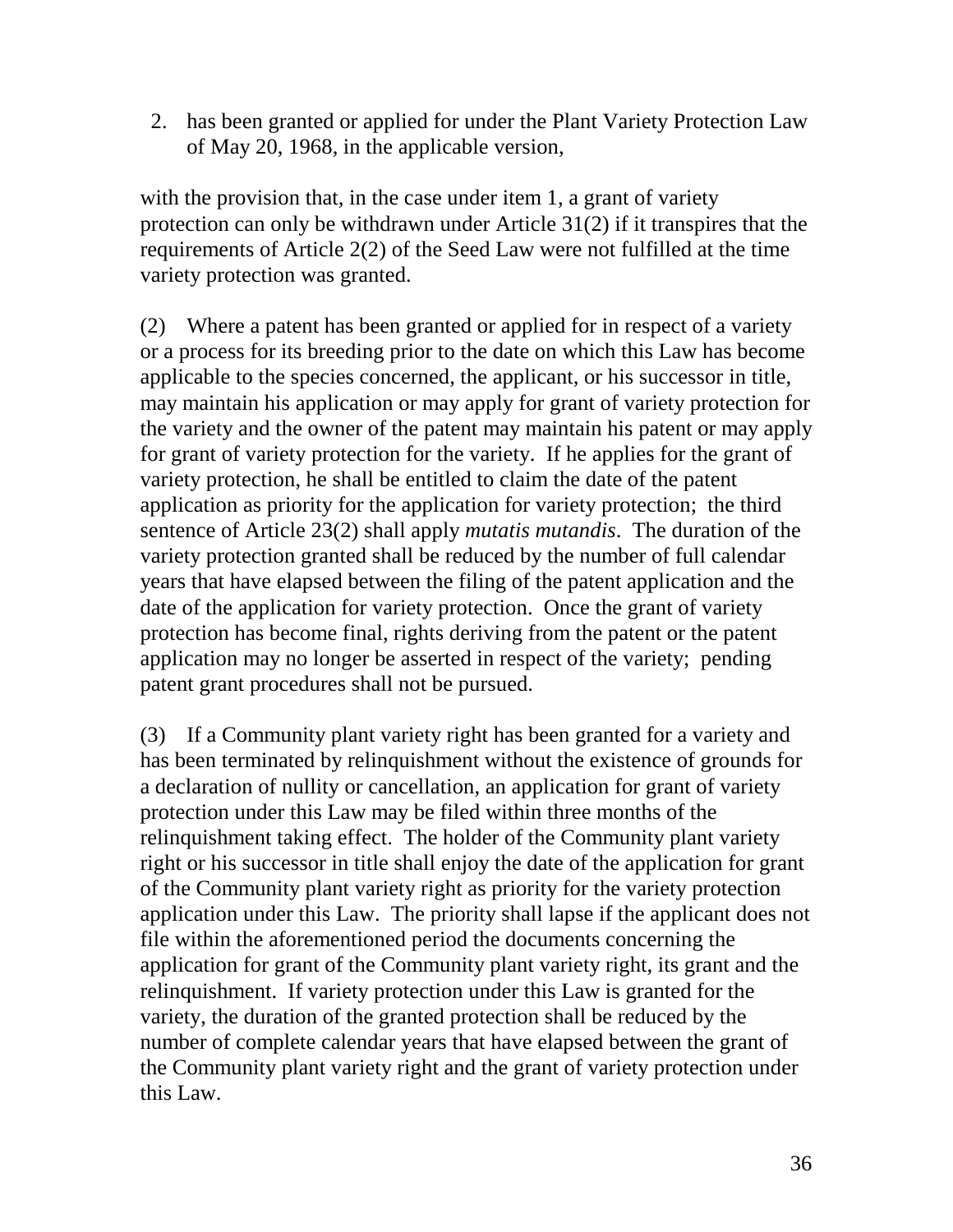2. has been granted or applied for under the Plant Variety Protection Law of May 20, 1968, in the applicable version,

with the provision that, in the case under item 1, a grant of variety protection can only be withdrawn under Article 31(2) if it transpires that the requirements of Article 2(2) of the Seed Law were not fulfilled at the time variety protection was granted.

(2) Where a patent has been granted or applied for in respect of a variety or a process for its breeding prior to the date on which this Law has become applicable to the species concerned, the applicant, or his successor in title, may maintain his application or may apply for grant of variety protection for the variety and the owner of the patent may maintain his patent or may apply for grant of variety protection for the variety. If he applies for the grant of variety protection, he shall be entitled to claim the date of the patent application as priority for the application for variety protection; the third sentence of Article 23(2) shall apply *mutatis mutandis*. The duration of the variety protection granted shall be reduced by the number of full calendar years that have elapsed between the filing of the patent application and the date of the application for variety protection. Once the grant of variety protection has become final, rights deriving from the patent or the patent application may no longer be asserted in respect of the variety; pending patent grant procedures shall not be pursued.

(3) If a Community plant variety right has been granted for a variety and has been terminated by relinquishment without the existence of grounds for a declaration of nullity or cancellation, an application for grant of variety protection under this Law may be filed within three months of the relinquishment taking effect. The holder of the Community plant variety right or his successor in title shall enjoy the date of the application for grant of the Community plant variety right as priority for the variety protection application under this Law. The priority shall lapse if the applicant does not file within the aforementioned period the documents concerning the application for grant of the Community plant variety right, its grant and the relinquishment. If variety protection under this Law is granted for the variety, the duration of the granted protection shall be reduced by the number of complete calendar years that have elapsed between the grant of the Community plant variety right and the grant of variety protection under this Law.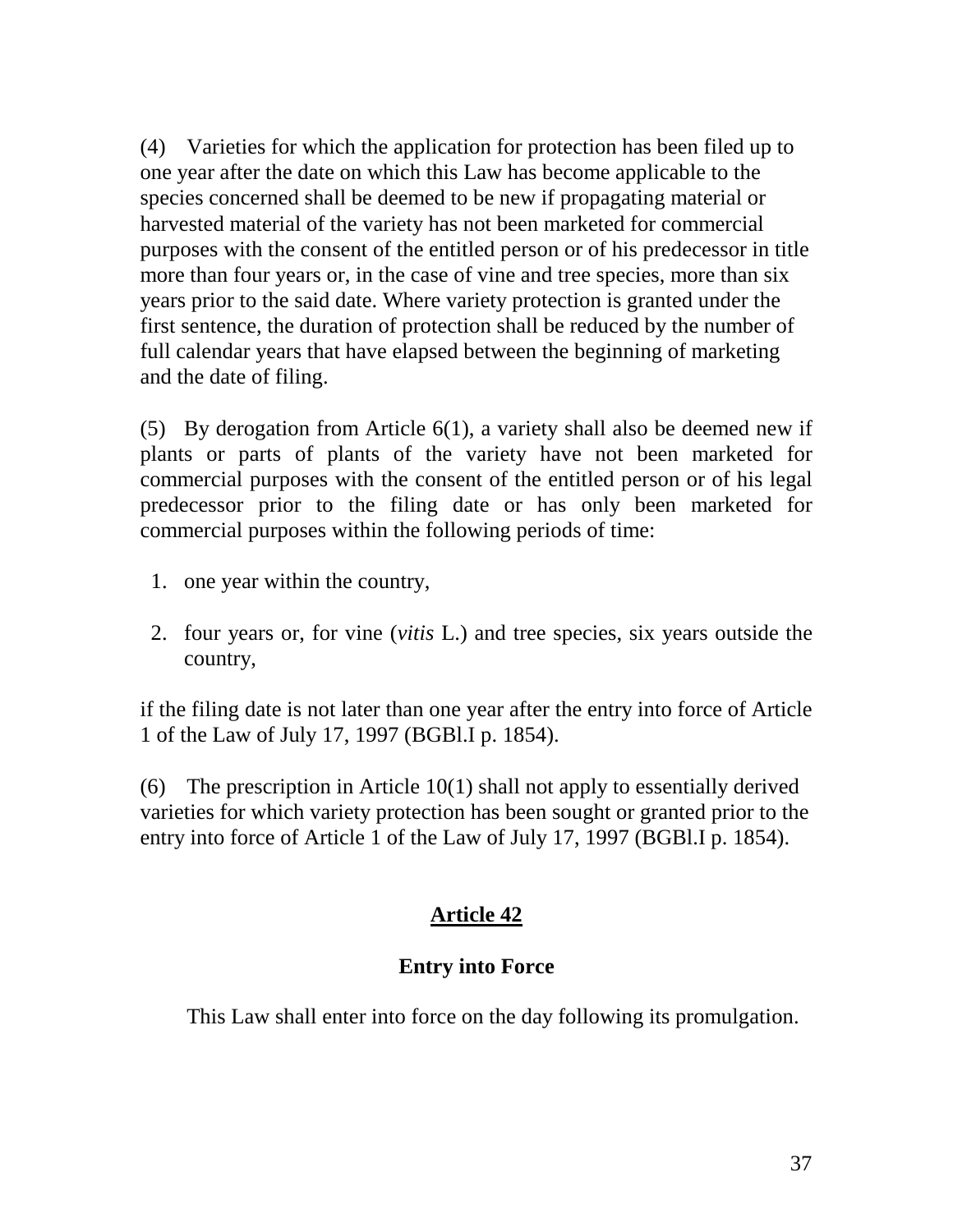(4) Varieties for which the application for protection has been filed up to one year after the date on which this Law has become applicable to the species concerned shall be deemed to be new if propagating material or harvested material of the variety has not been marketed for commercial purposes with the consent of the entitled person or of his predecessor in title more than four years or, in the case of vine and tree species, more than six years prior to the said date. Where variety protection is granted under the first sentence, the duration of protection shall be reduced by the number of full calendar years that have elapsed between the beginning of marketing and the date of filing.

(5) By derogation from Article 6(1), a variety shall also be deemed new if plants or parts of plants of the variety have not been marketed for commercial purposes with the consent of the entitled person or of his legal predecessor prior to the filing date or has only been marketed for commercial purposes within the following periods of time:

1. one year within the country,

2. four years or, for vine (*vitis* L.) and tree species, six years outside the country,

if the filing date is not later than one year after the entry into force of Article 1 of the Law of July 17, 1997 (BGBl.I p. 1854).

(6) The prescription in Article 10(1) shall not apply to essentially derived varieties for which variety protection has been sought or granted prior to the entry into force of Article 1 of the Law of July 17, 1997 (BGBl.I p. 1854).

## Article 42

### Entry into Force

This Law shall enter into force on the day following its promulgation.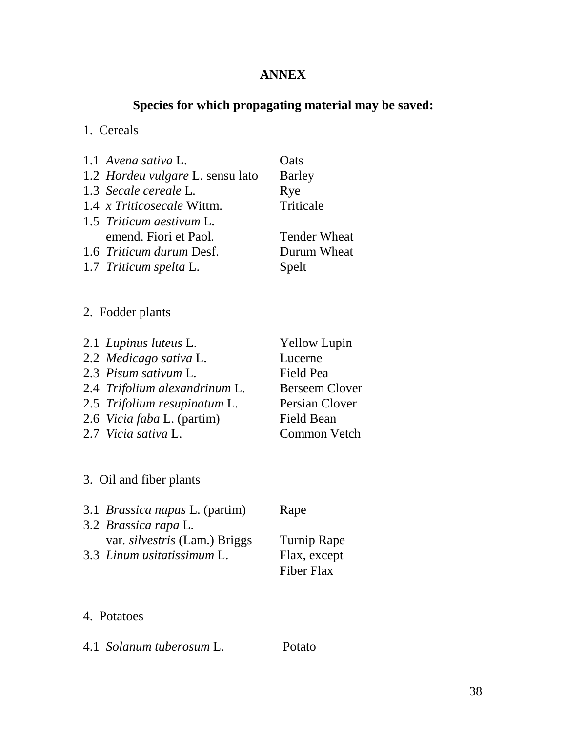## ANNEX

### Species for which propagating material may be saved:

1. Cereals

| | | |
|---|---|---|
| 1.1 | *Avena sativa* L. | Oats |
| 1.2 | *Hordeu vulgare* L. sensu lato | Barley |
| 1.3 | *Secale cereale* L. | Rye |
| 1.4 | *x Triticosecale* Wittm. | Triticale |
| 1.5 | *Triticum aestivum* L. emend. Fiori et Paol. | Tender Wheat |
| 1.6 | *Triticum durum* Desf. | Durum Wheat |
| 1.7 | *Triticum spelta* L. | Spelt |

2. Fodder plants

| | | |
|---|---|---|
| 2.1 | *Lupinus luteus* L. | Yellow Lupin |
| 2.2 | *Medicago sativa* L. | Lucerne |
| 2.3 | *Pisum sativum* L. | Field Pea |
| 2.4 | *Trifolium alexandrinum* L. | Berseem Clover |
| 2.5 | *Trifolium resupinatum* L. | Persian Clover |
| 2.6 | *Vicia faba* L. (partim) | Field Bean |
| 2.7 | *Vicia sativa* L. | Common Vetch |

3. Oil and fiber plants

| | | |
|---|---|---|
| 3.1 | *Brassica napus* L. (partim) | Rape |
| 3.2 | *Brassica rapa* L. var. *silvestris* (Lam.) Briggs | Turnip Rape |
| 3.3 | *Linum usitatissimum* L. | Flax, except Fiber Flax |

4. Potatoes

| | | |
|---|---|---|
| 4.1 | *Solanum tuberosum* L. | Potato |